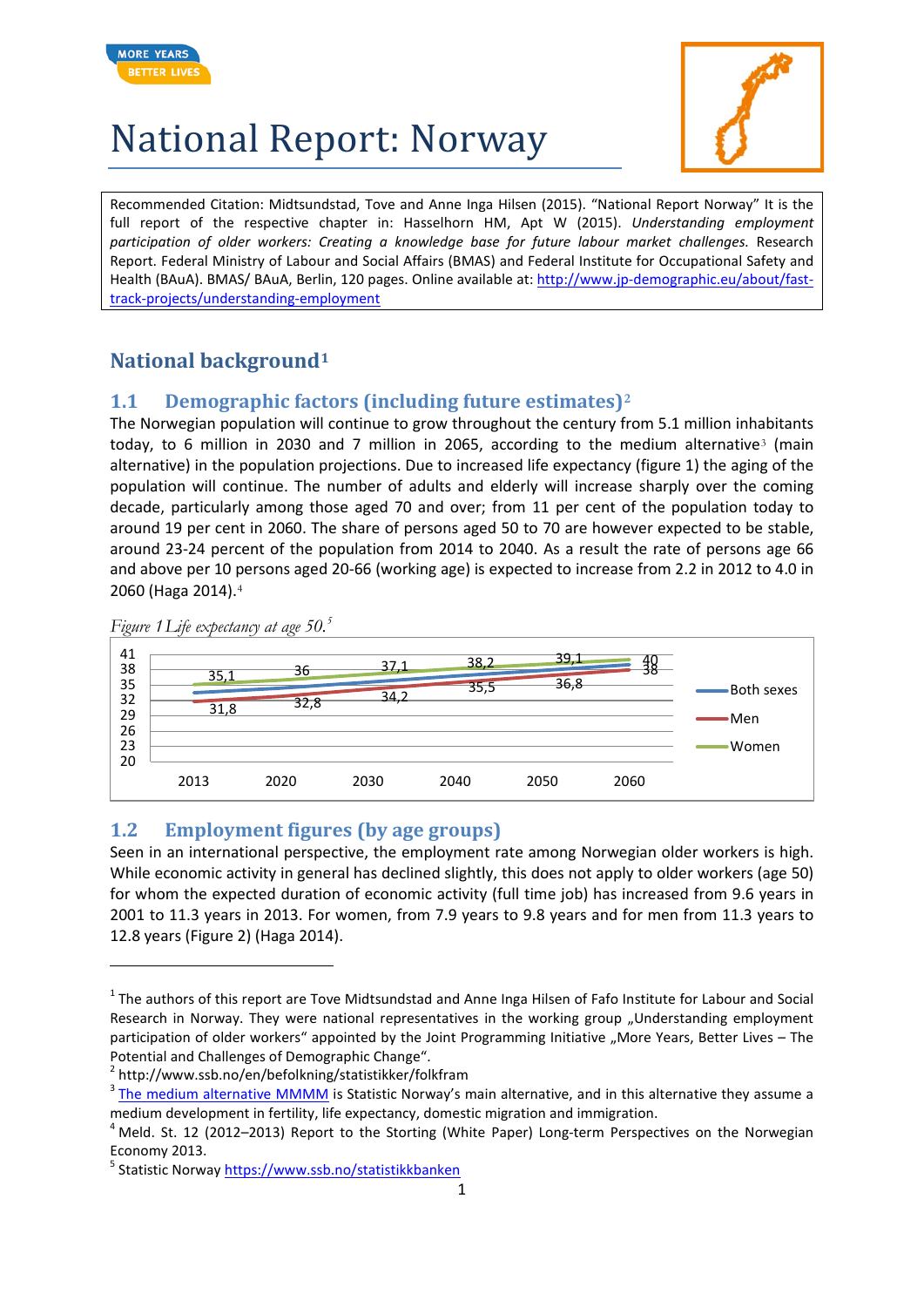# National Report: Norway

Recommended Citation: Midtsundstad, Tove and Anne Inga Hilsen (2015). "National Report Norway" It is the full report of the respective chapter in: Hasselhorn HM, Apt W (2015). *Understanding employment participation of older workers: Creating a knowledge base for future labour market challenges.* Research Report. Federal Ministry of Labour and Social Affairs (BMAS) and Federal Institute for Occupational Safety and Health (BAuA). BMAS/ BAuA, Berlin, 120 pages. Online available at: http://www.jp-demographic.eu/about/fast-track-projects/understanding-employment

## National background[1]

### 1.1 Demographic factors (including future estimates)[2]

The Norwegian population will continue to grow throughout the century from 5.1 million inhabitants today, to 6 million in 2030 and 7 million in 2065, according to the medium alternative[3] (main alternative) in the population projections. Due to increased life expectancy (figure 1) the aging of the population will continue. The number of adults and elderly will increase sharply over the coming decade, particularly among those aged 70 and over; from 11 per cent of the population today to around 19 per cent in 2060. The share of persons aged 50 to 70 are however expected to be stable, around 23-24 percent of the population from 2014 to 2040. As a result the rate of persons age 66 and above per 10 persons aged 20-66 (working age) is expected to increase from 2.2 in 2012 to 4.0 in 2060 (Haga 2014).[4]

*Figure 1 Life expectancy at age 50.*[5]

| | 2013 | 2020 | 2030 | 2040 | 2050 | 2060 |
|---|---|---|---|---|---|---|
| Men | 31,8 | 32,8 | 34,2 | 35,5 | 36,8 | 38 |
| Women | 35,1 | 36 | 37,1 | 38,2 | 39,1 | 40 |

### 1.2 Employment figures (by age groups)

Seen in an international perspective, the employment rate among Norwegian older workers is high. While economic activity in general has declined slightly, this does not apply to older workers (age 50) for whom the expected duration of economic activity (full time job) has increased from 9.6 years in 2001 to 11.3 years in 2013. For women, from 7.9 years to 9.8 years and for men from 11.3 years to 12.8 years (Figure 2) (Haga 2014).

---

[1] The authors of this report are Tove Midtsundstad and Anne Inga Hilsen of Fafo Institute for Labour and Social Research in Norway. They were national representatives in the working group „Understanding employment participation of older workers" appointed by the Joint Programming Initiative „More Years, Better Lives – The Potential and Challenges of Demographic Change".

[2] http://www.ssb.no/en/befolkning/statistikker/folkfram

[3] The medium alternative MMMM is Statistic Norway's main alternative, and in this alternative they assume a medium development in fertility, life expectancy, domestic migration and immigration.

[4] Meld. St. 12 (2012–2013) Report to the Storting (White Paper) Long-term Perspectives on the Norwegian Economy 2013.

[5] Statistic Norway https://www.ssb.no/statistikkbanken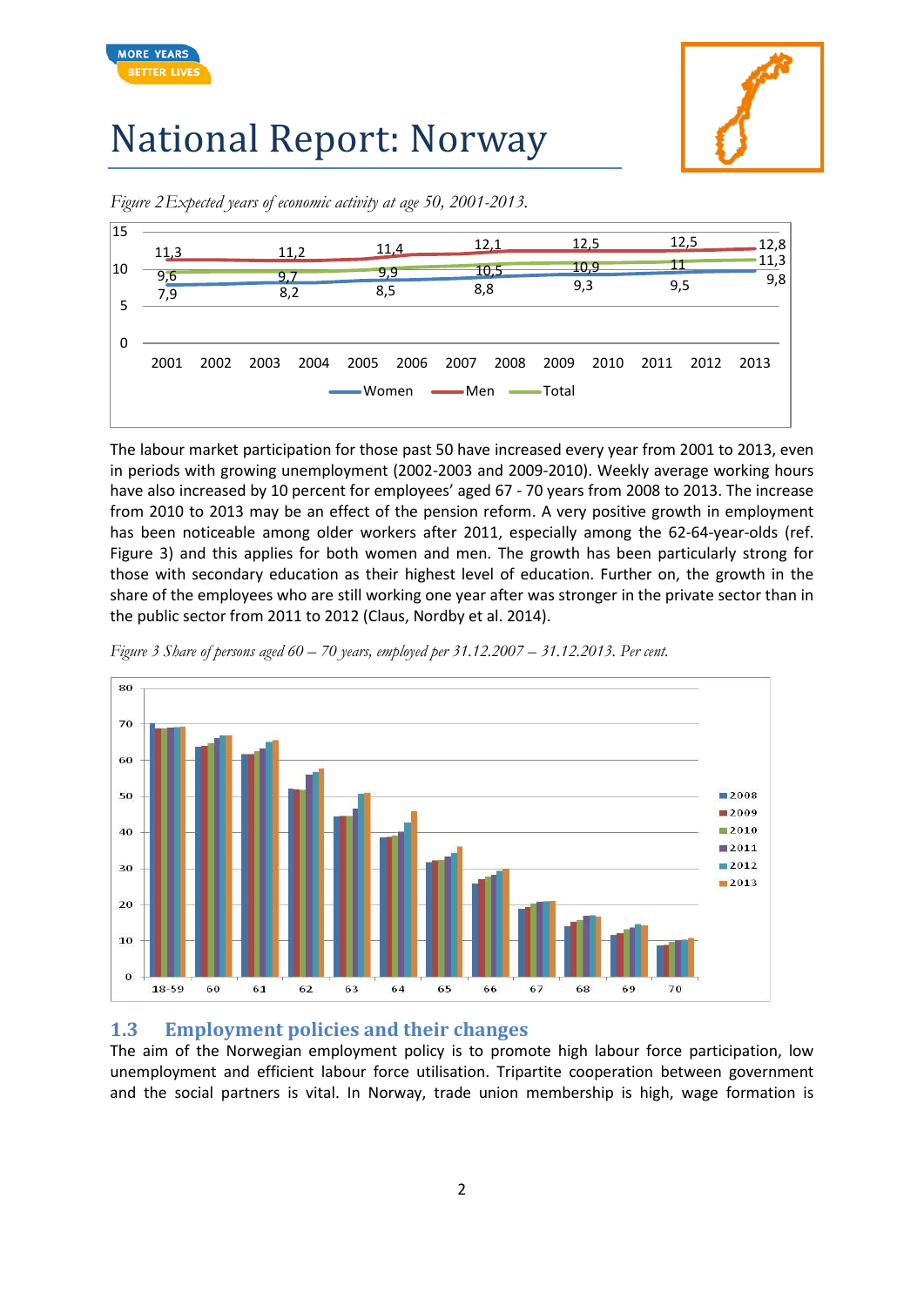# National Report: Norway

*Figure 2 Expected years of economic activity at age 50, 2001-2013.*

The labour market participation for those past 50 have increased every year from 2001 to 2013, even in periods with growing unemployment (2002-2003 and 2009-2010). Weekly average working hours have also increased by 10 percent for employees' aged 67 - 70 years from 2008 to 2013. The increase from 2010 to 2013 may be an effect of the pension reform. A very positive growth in employment has been noticeable among older workers after 2011, especially among the 62-64-year-olds (ref. Figure 3) and this applies for both women and men. The growth has been particularly strong for those with secondary education as their highest level of education. Further on, the growth in the share of the employees who are still working one year after was stronger in the private sector than in the public sector from 2011 to 2012 (Claus, Nordby et al. 2014).

*Figure 3 Share of persons aged 60 – 70 years, employed per 31.12.2007 – 31.12.2013. Per cent.*

## 1.3 Employment policies and their changes

The aim of the Norwegian employment policy is to promote high labour force participation, low unemployment and efficient labour force utilisation. Tripartite cooperation between government and the social partners is vital. In Norway, trade union membership is high, wage formation is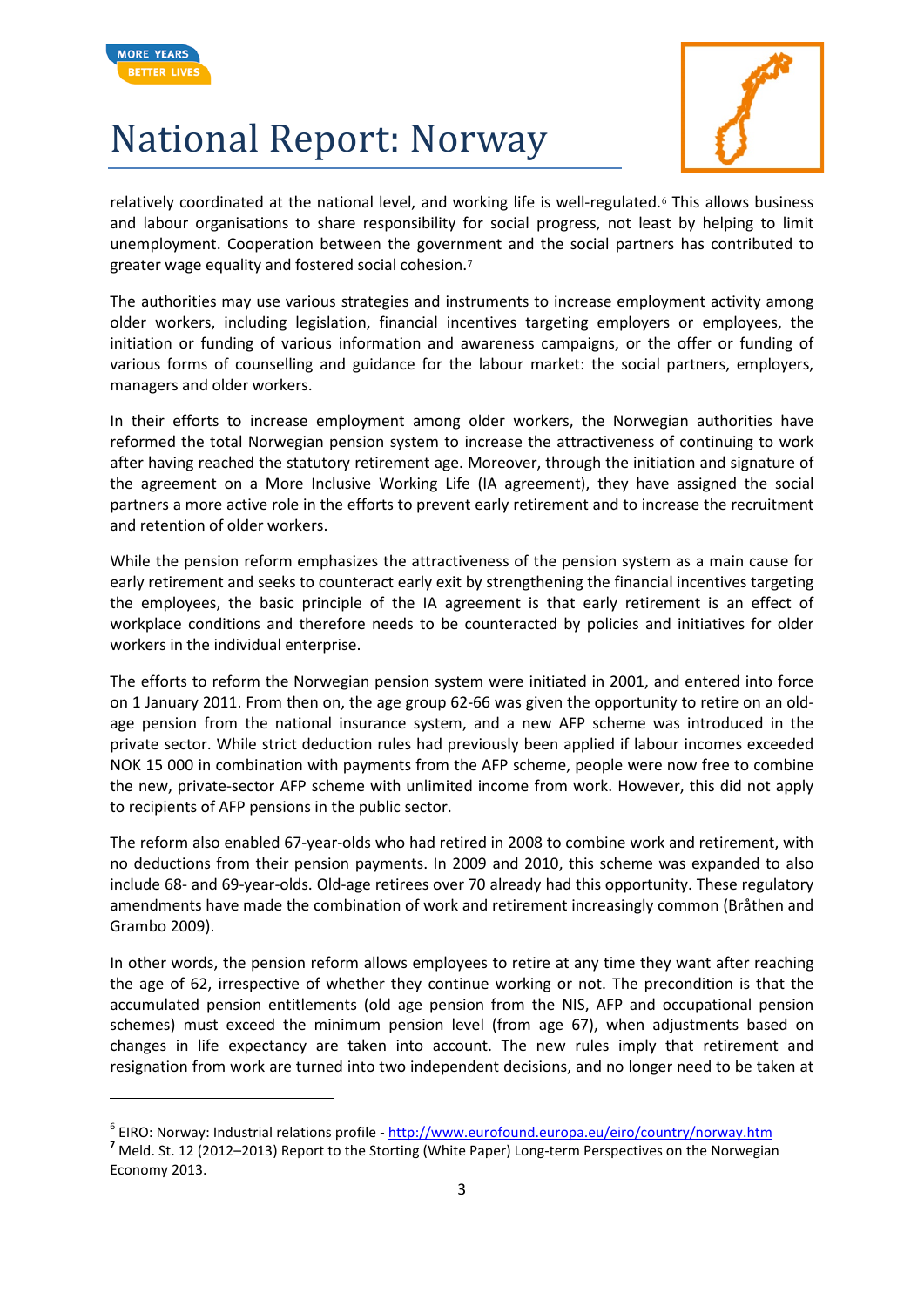relatively coordinated at the national level, and working life is well-regulated.[6] This allows business and labour organisations to share responsibility for social progress, not least by helping to limit unemployment. Cooperation between the government and the social partners has contributed to greater wage equality and fostered social cohesion.[7]

The authorities may use various strategies and instruments to increase employment activity among older workers, including legislation, financial incentives targeting employers or employees, the initiation or funding of various information and awareness campaigns, or the offer or funding of various forms of counselling and guidance for the labour market: the social partners, employers, managers and older workers.

In their efforts to increase employment among older workers, the Norwegian authorities have reformed the total Norwegian pension system to increase the attractiveness of continuing to work after having reached the statutory retirement age. Moreover, through the initiation and signature of the agreement on a More Inclusive Working Life (IA agreement), they have assigned the social partners a more active role in the efforts to prevent early retirement and to increase the recruitment and retention of older workers.

While the pension reform emphasizes the attractiveness of the pension system as a main cause for early retirement and seeks to counteract early exit by strengthening the financial incentives targeting the employees, the basic principle of the IA agreement is that early retirement is an effect of workplace conditions and therefore needs to be counteracted by policies and initiatives for older workers in the individual enterprise.

The efforts to reform the Norwegian pension system were initiated in 2001, and entered into force on 1 January 2011. From then on, the age group 62-66 was given the opportunity to retire on an old-age pension from the national insurance system, and a new AFP scheme was introduced in the private sector. While strict deduction rules had previously been applied if labour incomes exceeded NOK 15 000 in combination with payments from the AFP scheme, people were now free to combine the new, private-sector AFP scheme with unlimited income from work. However, this did not apply to recipients of AFP pensions in the public sector.

The reform also enabled 67-year-olds who had retired in 2008 to combine work and retirement, with no deductions from their pension payments. In 2009 and 2010, this scheme was expanded to also include 68- and 69-year-olds. Old-age retirees over 70 already had this opportunity. These regulatory amendments have made the combination of work and retirement increasingly common (Bråthen and Grambo 2009).

In other words, the pension reform allows employees to retire at any time they want after reaching the age of 62, irrespective of whether they continue working or not. The precondition is that the accumulated pension entitlements (old age pension from the NIS, AFP and occupational pension schemes) must exceed the minimum pension level (from age 67), when adjustments based on changes in life expectancy are taken into account. The new rules imply that retirement and resignation from work are turned into two independent decisions, and no longer need to be taken at

---

[6] EIRO: Norway: Industrial relations profile - http://www.eurofound.europa.eu/eiro/country/norway.htm

[7] Meld. St. 12 (2012–2013) Report to the Storting (White Paper) Long-term Perspectives on the Norwegian Economy 2013.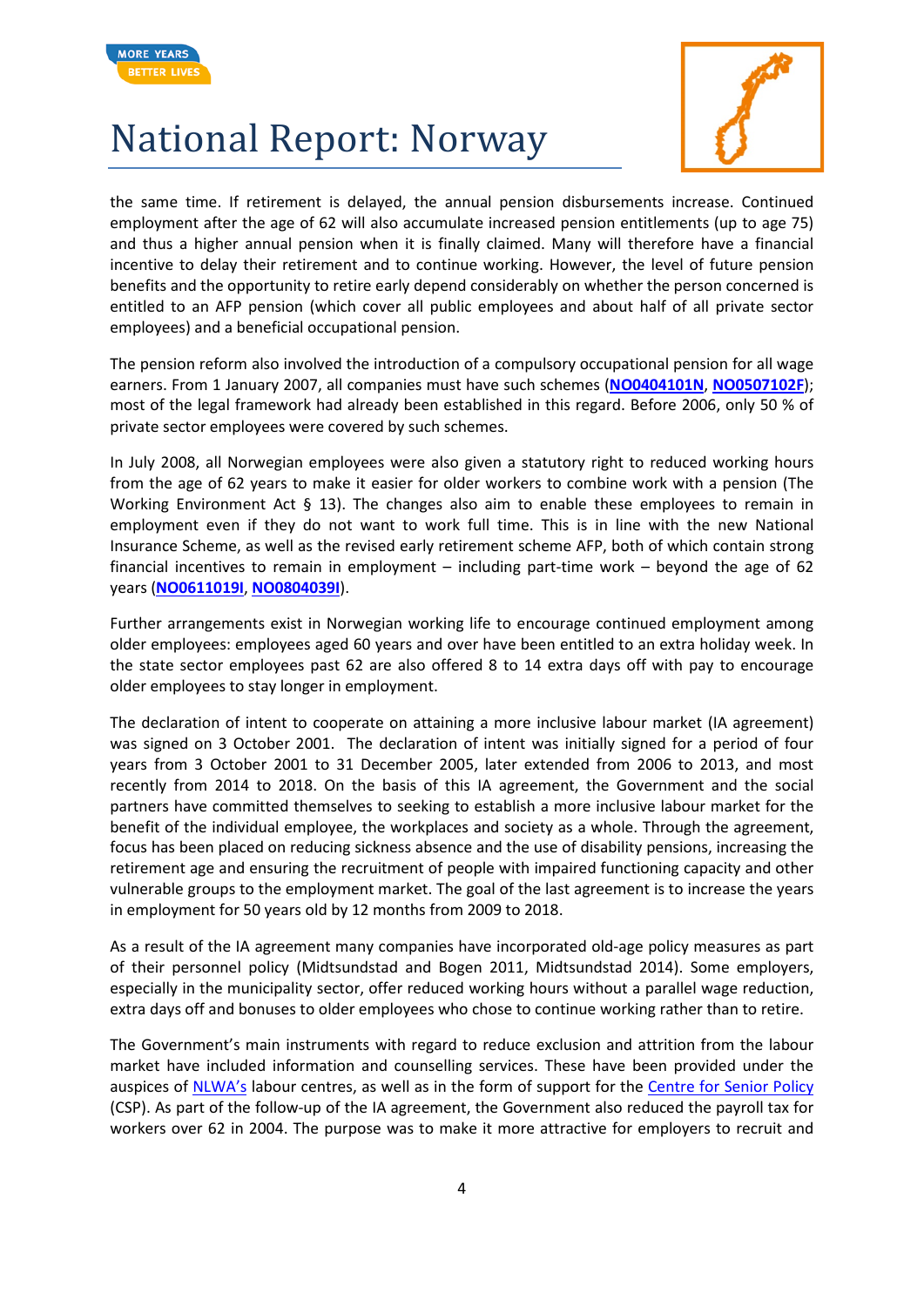the same time. If retirement is delayed, the annual pension disbursements increase. Continued employment after the age of 62 will also accumulate increased pension entitlements (up to age 75) and thus a higher annual pension when it is finally claimed. Many will therefore have a financial incentive to delay their retirement and to continue working. However, the level of future pension benefits and the opportunity to retire early depend considerably on whether the person concerned is entitled to an AFP pension (which cover all public employees and about half of all private sector employees) and a beneficial occupational pension.

The pension reform also involved the introduction of a compulsory occupational pension for all wage earners. From 1 January 2007, all companies must have such schemes (**NO0404101N**, **NO0507102F**); most of the legal framework had already been established in this regard. Before 2006, only 50 % of private sector employees were covered by such schemes.

In July 2008, all Norwegian employees were also given a statutory right to reduced working hours from the age of 62 years to make it easier for older workers to combine work with a pension (The Working Environment Act § 13). The changes also aim to enable these employees to remain in employment even if they do not want to work full time. This is in line with the new National Insurance Scheme, as well as the revised early retirement scheme AFP, both of which contain strong financial incentives to remain in employment – including part-time work – beyond the age of 62 years (**NO0611019I**, **NO0804039I**).

Further arrangements exist in Norwegian working life to encourage continued employment among older employees: employees aged 60 years and over have been entitled to an extra holiday week. In the state sector employees past 62 are also offered 8 to 14 extra days off with pay to encourage older employees to stay longer in employment.

The declaration of intent to cooperate on attaining a more inclusive labour market (IA agreement) was signed on 3 October 2001. The declaration of intent was initially signed for a period of four years from 3 October 2001 to 31 December 2005, later extended from 2006 to 2013, and most recently from 2014 to 2018. On the basis of this IA agreement, the Government and the social partners have committed themselves to seeking to establish a more inclusive labour market for the benefit of the individual employee, the workplaces and society as a whole. Through the agreement, focus has been placed on reducing sickness absence and the use of disability pensions, increasing the retirement age and ensuring the recruitment of people with impaired functioning capacity and other vulnerable groups to the employment market. The goal of the last agreement is to increase the years in employment for 50 years old by 12 months from 2009 to 2018.

As a result of the IA agreement many companies have incorporated old-age policy measures as part of their personnel policy (Midtsundstad and Bogen 2011, Midtsundstad 2014). Some employers, especially in the municipality sector, offer reduced working hours without a parallel wage reduction, extra days off and bonuses to older employees who chose to continue working rather than to retire.

The Government's main instruments with regard to reduce exclusion and attrition from the labour market have included information and counselling services. These have been provided under the auspices of NLWA's labour centres, as well as in the form of support for the Centre for Senior Policy (CSP). As part of the follow-up of the IA agreement, the Government also reduced the payroll tax for workers over 62 in 2004. The purpose was to make it more attractive for employers to recruit and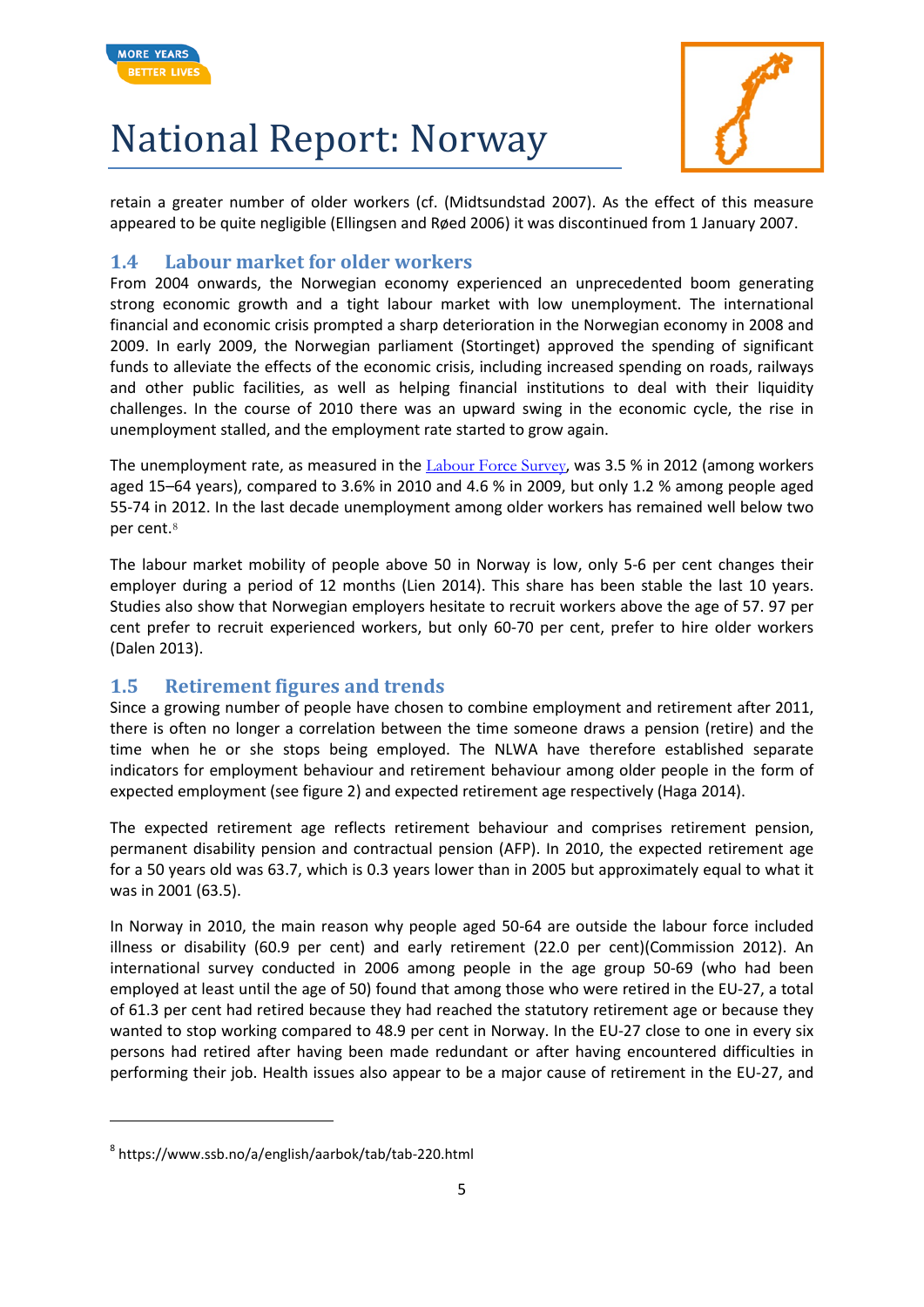retain a greater number of older workers (cf. (Midtsundstad 2007). As the effect of this measure appeared to be quite negligible (Ellingsen and Røed 2006) it was discontinued from 1 January 2007.

## 1.4 Labour market for older workers

From 2004 onwards, the Norwegian economy experienced an unprecedented boom generating strong economic growth and a tight labour market with low unemployment. The international financial and economic crisis prompted a sharp deterioration in the Norwegian economy in 2008 and 2009. In early 2009, the Norwegian parliament (Stortinget) approved the spending of significant funds to alleviate the effects of the economic crisis, including increased spending on roads, railways and other public facilities, as well as helping financial institutions to deal with their liquidity challenges. In the course of 2010 there was an upward swing in the economic cycle, the rise in unemployment stalled, and the employment rate started to grow again.

The unemployment rate, as measured in the Labour Force Survey, was 3.5 % in 2012 (among workers aged 15–64 years), compared to 3.6% in 2010 and 4.6 % in 2009, but only 1.2 % among people aged 55-74 in 2012. In the last decade unemployment among older workers has remained well below two per cent.[8]

The labour market mobility of people above 50 in Norway is low, only 5-6 per cent changes their employer during a period of 12 months (Lien 2014). This share has been stable the last 10 years. Studies also show that Norwegian employers hesitate to recruit workers above the age of 57. 97 per cent prefer to recruit experienced workers, but only 60-70 per cent, prefer to hire older workers (Dalen 2013).

## 1.5 Retirement figures and trends

Since a growing number of people have chosen to combine employment and retirement after 2011, there is often no longer a correlation between the time someone draws a pension (retire) and the time when he or she stops being employed. The NLWA have therefore established separate indicators for employment behaviour and retirement behaviour among older people in the form of expected employment (see figure 2) and expected retirement age respectively (Haga 2014).

The expected retirement age reflects retirement behaviour and comprises retirement pension, permanent disability pension and contractual pension (AFP). In 2010, the expected retirement age for a 50 years old was 63.7, which is 0.3 years lower than in 2005 but approximately equal to what it was in 2001 (63.5).

In Norway in 2010, the main reason why people aged 50-64 are outside the labour force included illness or disability (60.9 per cent) and early retirement (22.0 per cent)(Commission 2012). An international survey conducted in 2006 among people in the age group 50-69 (who had been employed at least until the age of 50) found that among those who were retired in the EU-27, a total of 61.3 per cent had retired because they had reached the statutory retirement age or because they wanted to stop working compared to 48.9 per cent in Norway. In the EU-27 close to one in every six persons had retired after having been made redundant or after having encountered difficulties in performing their job. Health issues also appear to be a major cause of retirement in the EU-27, and

[8] https://www.ssb.no/a/english/aarbok/tab/tab-220.html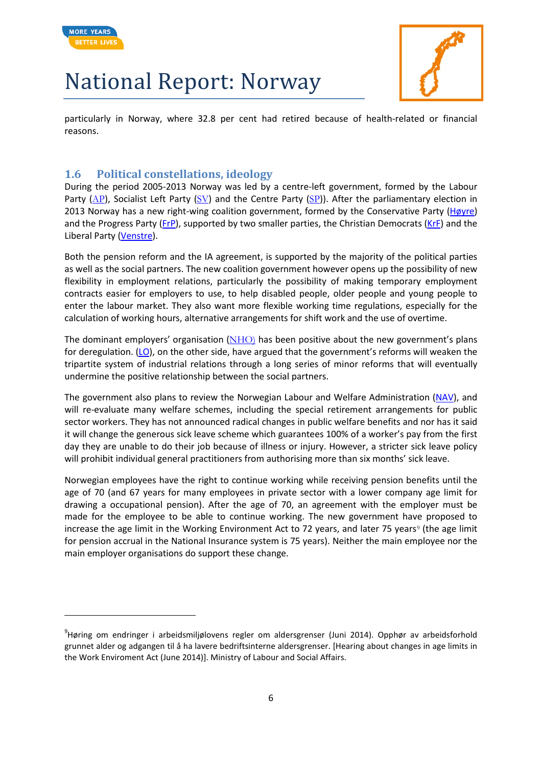particularly in Norway, where 32.8 per cent had retired because of health-related or financial reasons.

## 1.6 Political constellations, ideology

During the period 2005-2013 Norway was led by a centre-left government, formed by the Labour Party (AP), Socialist Left Party (SV) and the Centre Party (SP)). After the parliamentary election in 2013 Norway has a new right-wing coalition government, formed by the Conservative Party (Høyre) and the Progress Party (FrP), supported by two smaller parties, the Christian Democrats (KrF) and the Liberal Party (Venstre).

Both the pension reform and the IA agreement, is supported by the majority of the political parties as well as the social partners. The new coalition government however opens up the possibility of new flexibility in employment relations, particularly the possibility of making temporary employment contracts easier for employers to use, to help disabled people, older people and young people to enter the labour market. They also want more flexible working time regulations, especially for the calculation of working hours, alternative arrangements for shift work and the use of overtime.

The dominant employers' organisation (NHO) has been positive about the new government's plans for deregulation. (LO), on the other side, have argued that the government's reforms will weaken the tripartite system of industrial relations through a long series of minor reforms that will eventually undermine the positive relationship between the social partners.

The government also plans to review the Norwegian Labour and Welfare Administration (NAV), and will re-evaluate many welfare schemes, including the special retirement arrangements for public sector workers. They has not announced radical changes in public welfare benefits and nor has it said it will change the generous sick leave scheme which guarantees 100% of a worker's pay from the first day they are unable to do their job because of illness or injury. However, a stricter sick leave policy will prohibit individual general practitioners from authorising more than six months' sick leave.

Norwegian employees have the right to continue working while receiving pension benefits until the age of 70 (and 67 years for many employees in private sector with a lower company age limit for drawing a occupational pension). After the age of 70, an agreement with the employer must be made for the employee to be able to continue working. The new government have proposed to increase the age limit in the Working Environment Act to 72 years, and later 75 years[9] (the age limit for pension accrual in the National Insurance system is 75 years). Neither the main employee nor the main employer organisations do support these change.

---

[9]Høring om endringer i arbeidsmiljølovens regler om aldersgrenser (Juni 2014). Opphør av arbeidsforhold grunnet alder og adgangen til å ha lavere bedriftsinterne aldersgrenser. [Hearing about changes in age limits in the Work Enviroment Act (June 2014)]. Ministry of Labour and Social Affairs.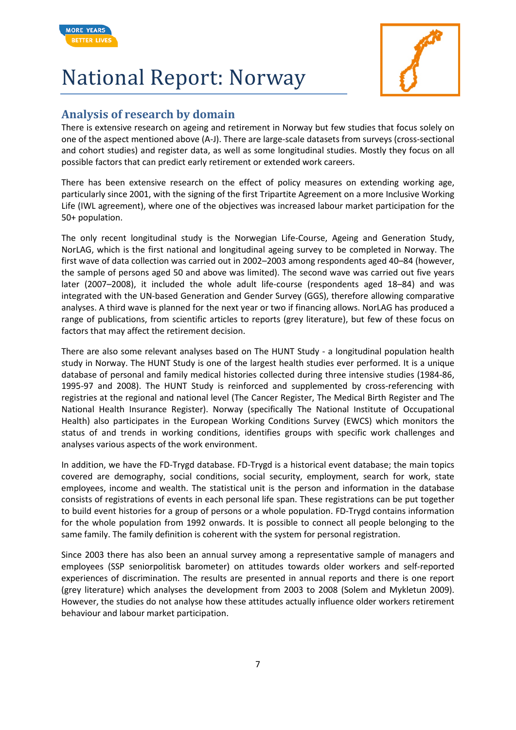# National Report: Norway

## Analysis of research by domain

There is extensive research on ageing and retirement in Norway but few studies that focus solely on one of the aspect mentioned above (A-J). There are large-scale datasets from surveys (cross-sectional and cohort studies) and register data, as well as some longitudinal studies. Mostly they focus on all possible factors that can predict early retirement or extended work careers.

There has been extensive research on the effect of policy measures on extending working age, particularly since 2001, with the signing of the first Tripartite Agreement on a more Inclusive Working Life (IWL agreement), where one of the objectives was increased labour market participation for the 50+ population.

The only recent longitudinal study is the Norwegian Life-Course, Ageing and Generation Study, NorLAG, which is the first national and longitudinal ageing survey to be completed in Norway. The first wave of data collection was carried out in 2002–2003 among respondents aged 40–84 (however, the sample of persons aged 50 and above was limited). The second wave was carried out five years later (2007–2008), it included the whole adult life-course (respondents aged 18–84) and was integrated with the UN-based Generation and Gender Survey (GGS), therefore allowing comparative analyses. A third wave is planned for the next year or two if financing allows. NorLAG has produced a range of publications, from scientific articles to reports (grey literature), but few of these focus on factors that may affect the retirement decision.

There are also some relevant analyses based on The HUNT Study - a longitudinal population health study in Norway. The HUNT Study is one of the largest health studies ever performed. It is a unique database of personal and family medical histories collected during three intensive studies (1984-86, 1995-97 and 2008). The HUNT Study is reinforced and supplemented by cross-referencing with registries at the regional and national level (The Cancer Register, The Medical Birth Register and The National Health Insurance Register). Norway (specifically The National Institute of Occupational Health) also participates in the European Working Conditions Survey (EWCS) which monitors the status of and trends in working conditions, identifies groups with specific work challenges and analyses various aspects of the work environment.

In addition, we have the FD-Trygd database. FD-Trygd is a historical event database; the main topics covered are demography, social conditions, social security, employment, search for work, state employees, income and wealth. The statistical unit is the person and information in the database consists of registrations of events in each personal life span. These registrations can be put together to build event histories for a group of persons or a whole population. FD-Trygd contains information for the whole population from 1992 onwards. It is possible to connect all people belonging to the same family. The family definition is coherent with the system for personal registration.

Since 2003 there has also been an annual survey among a representative sample of managers and employees (SSP seniorpolitisk barometer) on attitudes towards older workers and self-reported experiences of discrimination. The results are presented in annual reports and there is one report (grey literature) which analyses the development from 2003 to 2008 (Solem and Mykletun 2009). However, the studies do not analyse how these attitudes actually influence older workers retirement behaviour and labour market participation.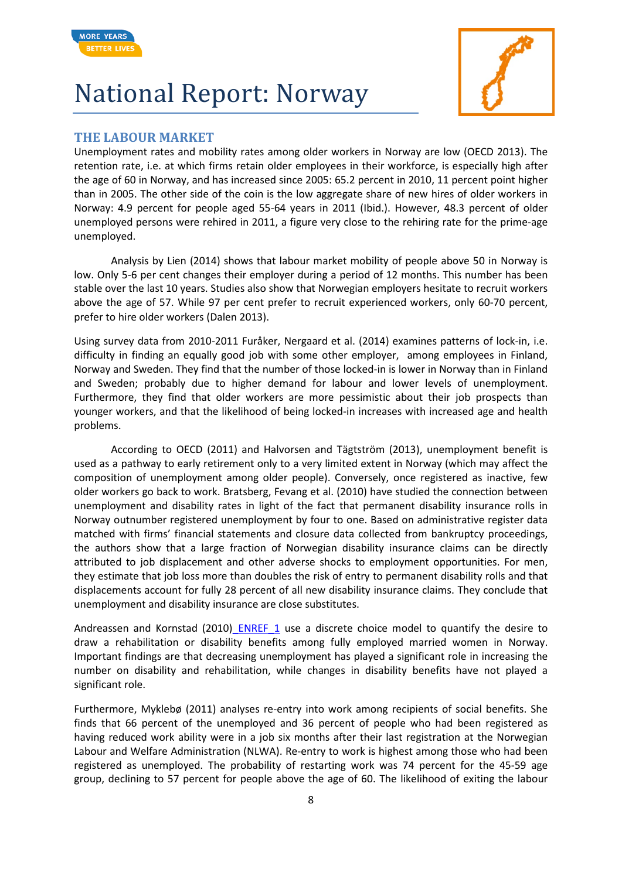# National Report: Norway

## THE LABOUR MARKET

Unemployment rates and mobility rates among older workers in Norway are low (OECD 2013). The retention rate, i.e. at which firms retain older employees in their workforce, is especially high after the age of 60 in Norway, and has increased since 2005: 65.2 percent in 2010, 11 percent point higher than in 2005. The other side of the coin is the low aggregate share of new hires of older workers in Norway: 4.9 percent for people aged 55-64 years in 2011 (Ibid.). However, 48.3 percent of older unemployed persons were rehired in 2011, a figure very close to the rehiring rate for the prime-age unemployed.

Analysis by Lien (2014) shows that labour market mobility of people above 50 in Norway is low. Only 5-6 per cent changes their employer during a period of 12 months. This number has been stable over the last 10 years. Studies also show that Norwegian employers hesitate to recruit workers above the age of 57. While 97 per cent prefer to recruit experienced workers, only 60-70 percent, prefer to hire older workers (Dalen 2013).

Using survey data from 2010-2011 Furåker, Nergaard et al. (2014) examines patterns of lock-in, i.e. difficulty in finding an equally good job with some other employer, among employees in Finland, Norway and Sweden. They find that the number of those locked-in is lower in Norway than in Finland and Sweden; probably due to higher demand for labour and lower levels of unemployment. Furthermore, they find that older workers are more pessimistic about their job prospects than younger workers, and that the likelihood of being locked-in increases with increased age and health problems.

According to OECD (2011) and Halvorsen and Tägtström (2013), unemployment benefit is used as a pathway to early retirement only to a very limited extent in Norway (which may affect the composition of unemployment among older people). Conversely, once registered as inactive, few older workers go back to work. Bratsberg, Fevang et al. (2010) have studied the connection between unemployment and disability rates in light of the fact that permanent disability insurance rolls in Norway outnumber registered unemployment by four to one. Based on administrative register data matched with firms' financial statements and closure data collected from bankruptcy proceedings, the authors show that a large fraction of Norwegian disability insurance claims can be directly attributed to job displacement and other adverse shocks to employment opportunities. For men, they estimate that job loss more than doubles the risk of entry to permanent disability rolls and that displacements account for fully 28 percent of all new disability insurance claims. They conclude that unemployment and disability insurance are close substitutes.

Andreassen and Kornstad (2010)_ENREF_1 use a discrete choice model to quantify the desire to draw a rehabilitation or disability benefits among fully employed married women in Norway. Important findings are that decreasing unemployment has played a significant role in increasing the number on disability and rehabilitation, while changes in disability benefits have not played a significant role.

Furthermore, Myklebø (2011) analyses re-entry into work among recipients of social benefits. She finds that 66 percent of the unemployed and 36 percent of people who had been registered as having reduced work ability were in a job six months after their last registration at the Norwegian Labour and Welfare Administration (NLWA). Re-entry to work is highest among those who had been registered as unemployed. The probability of restarting work was 74 percent for the 45-59 age group, declining to 57 percent for people above the age of 60. The likelihood of exiting the labour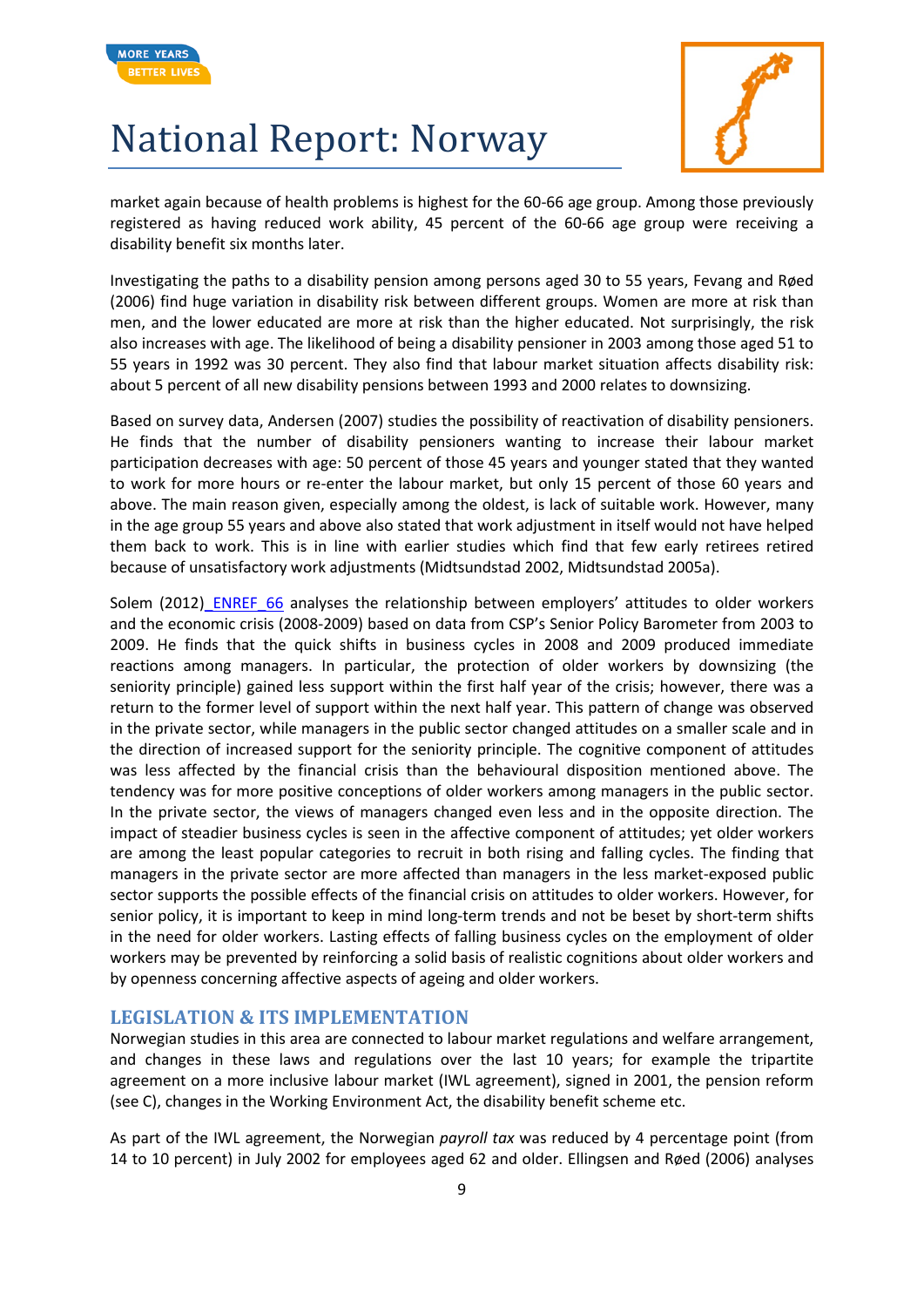market again because of health problems is highest for the 60-66 age group. Among those previously registered as having reduced work ability, 45 percent of the 60-66 age group were receiving a disability benefit six months later.

Investigating the paths to a disability pension among persons aged 30 to 55 years, Fevang and Røed (2006) find huge variation in disability risk between different groups. Women are more at risk than men, and the lower educated are more at risk than the higher educated. Not surprisingly, the risk also increases with age. The likelihood of being a disability pensioner in 2003 among those aged 51 to 55 years in 1992 was 30 percent. They also find that labour market situation affects disability risk: about 5 percent of all new disability pensions between 1993 and 2000 relates to downsizing.

Based on survey data, Andersen (2007) studies the possibility of reactivation of disability pensioners. He finds that the number of disability pensioners wanting to increase their labour market participation decreases with age: 50 percent of those 45 years and younger stated that they wanted to work for more hours or re-enter the labour market, but only 15 percent of those 60 years and above. The main reason given, especially among the oldest, is lack of suitable work. However, many in the age group 55 years and above also stated that work adjustment in itself would not have helped them back to work. This is in line with earlier studies which find that few early retirees retired because of unsatisfactory work adjustments (Midtsundstad 2002, Midtsundstad 2005a).

Solem (2012)_ENREF_66 analyses the relationship between employers' attitudes to older workers and the economic crisis (2008-2009) based on data from CSP's Senior Policy Barometer from 2003 to 2009. He finds that the quick shifts in business cycles in 2008 and 2009 produced immediate reactions among managers. In particular, the protection of older workers by downsizing (the seniority principle) gained less support within the first half year of the crisis; however, there was a return to the former level of support within the next half year. This pattern of change was observed in the private sector, while managers in the public sector changed attitudes on a smaller scale and in the direction of increased support for the seniority principle. The cognitive component of attitudes was less affected by the financial crisis than the behavioural disposition mentioned above. The tendency was for more positive conceptions of older workers among managers in the public sector. In the private sector, the views of managers changed even less and in the opposite direction. The impact of steadier business cycles is seen in the affective component of attitudes; yet older workers are among the least popular categories to recruit in both rising and falling cycles. The finding that managers in the private sector are more affected than managers in the less market-exposed public sector supports the possible effects of the financial crisis on attitudes to older workers. However, for senior policy, it is important to keep in mind long-term trends and not be beset by short-term shifts in the need for older workers. Lasting effects of falling business cycles on the employment of older workers may be prevented by reinforcing a solid basis of realistic cognitions about older workers and by openness concerning affective aspects of ageing and older workers.

## LEGISLATION & ITS IMPLEMENTATION

Norwegian studies in this area are connected to labour market regulations and welfare arrangement, and changes in these laws and regulations over the last 10 years; for example the tripartite agreement on a more inclusive labour market (IWL agreement), signed in 2001, the pension reform (see C), changes in the Working Environment Act, the disability benefit scheme etc.

As part of the IWL agreement, the Norwegian *payroll tax* was reduced by 4 percentage point (from 14 to 10 percent) in July 2002 for employees aged 62 and older. Ellingsen and Røed (2006) analyses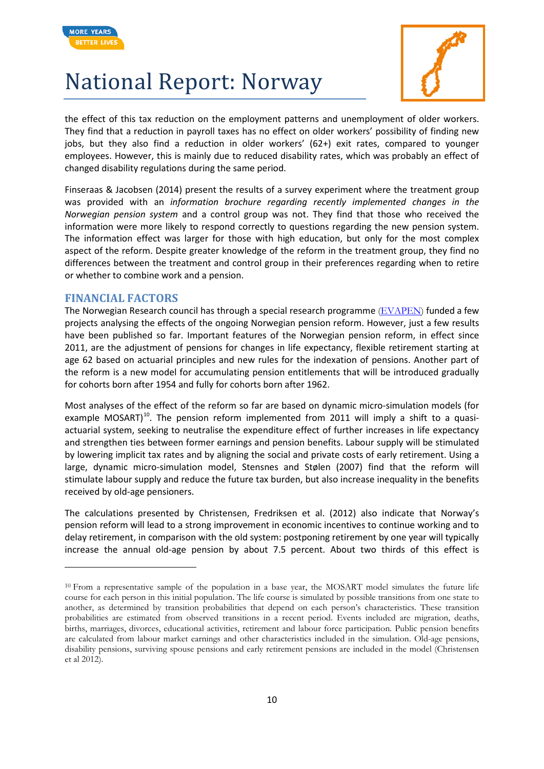the effect of this tax reduction on the employment patterns and unemployment of older workers. They find that a reduction in payroll taxes has no effect on older workers' possibility of finding new jobs, but they also find a reduction in older workers' (62+) exit rates, compared to younger employees. However, this is mainly due to reduced disability rates, which was probably an effect of changed disability regulations during the same period.

Finseraas & Jacobsen (2014) present the results of a survey experiment where the treatment group was provided with an *information brochure regarding recently implemented changes in the Norwegian pension system* and a control group was not. They find that those who received the information were more likely to respond correctly to questions regarding the new pension system. The information effect was larger for those with high education, but only for the most complex aspect of the reform. Despite greater knowledge of the reform in the treatment group, they find no differences between the treatment and control group in their preferences regarding when to retire or whether to combine work and a pension.

## FINANCIAL FACTORS

The Norwegian Research council has through a special research programme (EVAPEN) funded a few projects analysing the effects of the ongoing Norwegian pension reform. However, just a few results have been published so far. Important features of the Norwegian pension reform, in effect since 2011, are the adjustment of pensions for changes in life expectancy, flexible retirement starting at age 62 based on actuarial principles and new rules for the indexation of pensions. Another part of the reform is a new model for accumulating pension entitlements that will be introduced gradually for cohorts born after 1954 and fully for cohorts born after 1962.

Most analyses of the effect of the reform so far are based on dynamic micro-simulation models (for example MOSART)[10]. The pension reform implemented from 2011 will imply a shift to a quasi-actuarial system, seeking to neutralise the expenditure effect of further increases in life expectancy and strengthen ties between former earnings and pension benefits. Labour supply will be stimulated by lowering implicit tax rates and by aligning the social and private costs of early retirement. Using a large, dynamic micro-simulation model, Stensnes and Stølen (2007) find that the reform will stimulate labour supply and reduce the future tax burden, but also increase inequality in the benefits received by old-age pensioners.

The calculations presented by Christensen, Fredriksen et al. (2012) also indicate that Norway's pension reform will lead to a strong improvement in economic incentives to continue working and to delay retirement, in comparison with the old system: postponing retirement by one year will typically increase the annual old-age pension by about 7.5 percent. About two thirds of this effect is

---

[10] From a representative sample of the population in a base year, the MOSART model simulates the future life course for each person in this initial population. The life course is simulated by possible transitions from one state to another, as determined by transition probabilities that depend on each person's characteristics. These transition probabilities are estimated from observed transitions in a recent period. Events included are migration, deaths, births, marriages, divorces, educational activities, retirement and labour force participation. Public pension benefits are calculated from labour market earnings and other characteristics included in the simulation. Old-age pensions, disability pensions, surviving spouse pensions and early retirement pensions are included in the model (Christensen et al 2012).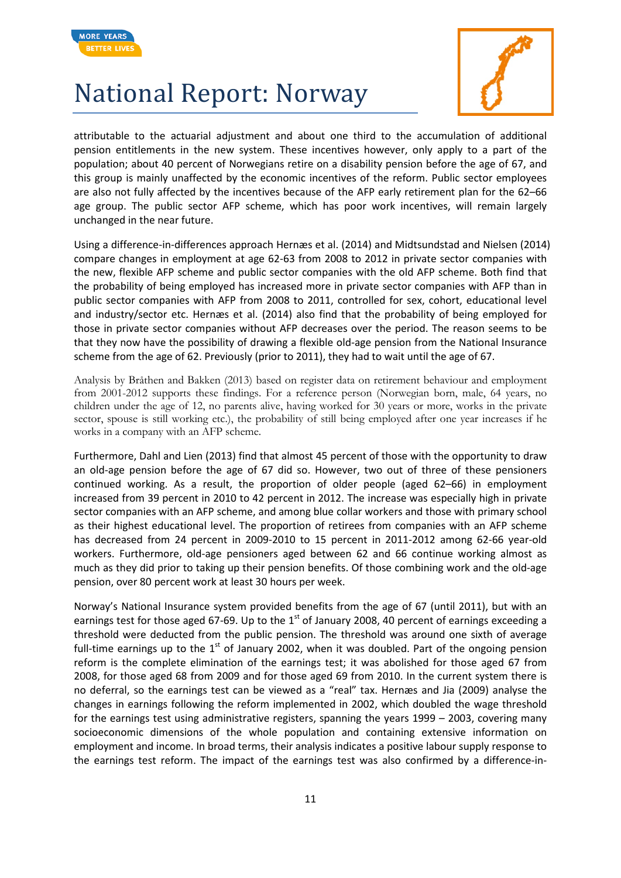attributable to the actuarial adjustment and about one third to the accumulation of additional pension entitlements in the new system. These incentives however, only apply to a part of the population; about 40 percent of Norwegians retire on a disability pension before the age of 67, and this group is mainly unaffected by the economic incentives of the reform. Public sector employees are also not fully affected by the incentives because of the AFP early retirement plan for the 62–66 age group. The public sector AFP scheme, which has poor work incentives, will remain largely unchanged in the near future.

Using a difference-in-differences approach Hernæs et al. (2014) and Midtsundstad and Nielsen (2014) compare changes in employment at age 62-63 from 2008 to 2012 in private sector companies with the new, flexible AFP scheme and public sector companies with the old AFP scheme. Both find that the probability of being employed has increased more in private sector companies with AFP than in public sector companies with AFP from 2008 to 2011, controlled for sex, cohort, educational level and industry/sector etc. Hernæs et al. (2014) also find that the probability of being employed for those in private sector companies without AFP decreases over the period. The reason seems to be that they now have the possibility of drawing a flexible old-age pension from the National Insurance scheme from the age of 62. Previously (prior to 2011), they had to wait until the age of 67.

Analysis by Bråthen and Bakken (2013) based on register data on retirement behaviour and employment from 2001-2012 supports these findings. For a reference person (Norwegian born, male, 64 years, no children under the age of 12, no parents alive, having worked for 30 years or more, works in the private sector, spouse is still working etc.), the probability of still being employed after one year increases if he works in a company with an AFP scheme.

Furthermore, Dahl and Lien (2013) find that almost 45 percent of those with the opportunity to draw an old-age pension before the age of 67 did so. However, two out of three of these pensioners continued working. As a result, the proportion of older people (aged 62–66) in employment increased from 39 percent in 2010 to 42 percent in 2012. The increase was especially high in private sector companies with an AFP scheme, and among blue collar workers and those with primary school as their highest educational level. The proportion of retirees from companies with an AFP scheme has decreased from 24 percent in 2009-2010 to 15 percent in 2011-2012 among 62-66 year-old workers. Furthermore, old-age pensioners aged between 62 and 66 continue working almost as much as they did prior to taking up their pension benefits. Of those combining work and the old-age pension, over 80 percent work at least 30 hours per week.

Norway's National Insurance system provided benefits from the age of 67 (until 2011), but with an earnings test for those aged 67-69. Up to the 1st of January 2008, 40 percent of earnings exceeding a threshold were deducted from the public pension. The threshold was around one sixth of average full-time earnings up to the 1st of January 2002, when it was doubled. Part of the ongoing pension reform is the complete elimination of the earnings test; it was abolished for those aged 67 from 2008, for those aged 68 from 2009 and for those aged 69 from 2010. In the current system there is no deferral, so the earnings test can be viewed as a "real" tax. Hernæs and Jia (2009) analyse the changes in earnings following the reform implemented in 2002, which doubled the wage threshold for the earnings test using administrative registers, spanning the years 1999 – 2003, covering many socioeconomic dimensions of the whole population and containing extensive information on employment and income. In broad terms, their analysis indicates a positive labour supply response to the earnings test reform. The impact of the earnings test was also confirmed by a difference-in-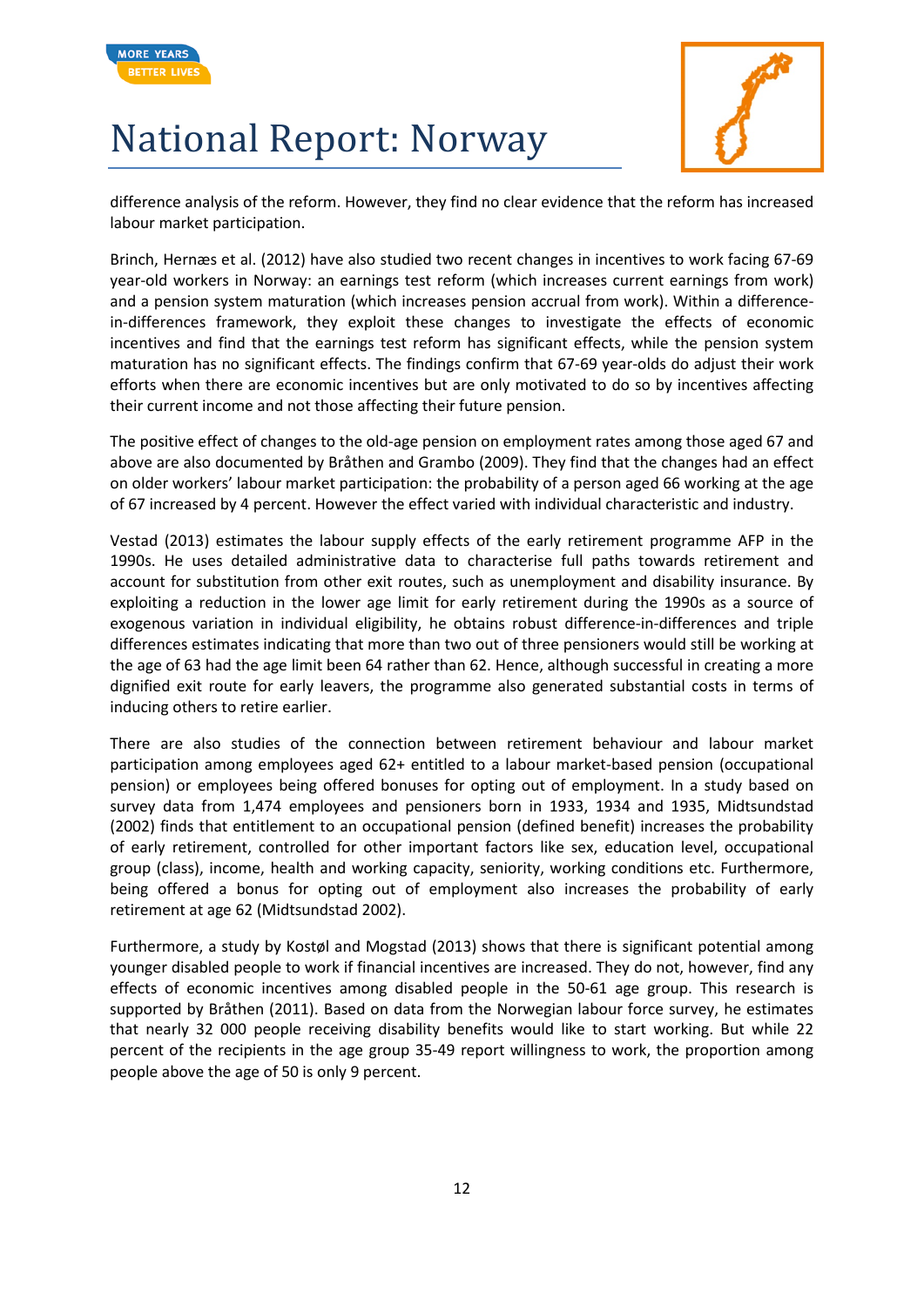difference analysis of the reform. However, they find no clear evidence that the reform has increased labour market participation.

Brinch, Hernæs et al. (2012) have also studied two recent changes in incentives to work facing 67-69 year-old workers in Norway: an earnings test reform (which increases current earnings from work) and a pension system maturation (which increases pension accrual from work). Within a difference-in-differences framework, they exploit these changes to investigate the effects of economic incentives and find that the earnings test reform has significant effects, while the pension system maturation has no significant effects. The findings confirm that 67-69 year-olds do adjust their work efforts when there are economic incentives but are only motivated to do so by incentives affecting their current income and not those affecting their future pension.

The positive effect of changes to the old-age pension on employment rates among those aged 67 and above are also documented by Bråthen and Grambo (2009). They find that the changes had an effect on older workers' labour market participation: the probability of a person aged 66 working at the age of 67 increased by 4 percent. However the effect varied with individual characteristic and industry.

Vestad (2013) estimates the labour supply effects of the early retirement programme AFP in the 1990s. He uses detailed administrative data to characterise full paths towards retirement and account for substitution from other exit routes, such as unemployment and disability insurance. By exploiting a reduction in the lower age limit for early retirement during the 1990s as a source of exogenous variation in individual eligibility, he obtains robust difference-in-differences and triple differences estimates indicating that more than two out of three pensioners would still be working at the age of 63 had the age limit been 64 rather than 62. Hence, although successful in creating a more dignified exit route for early leavers, the programme also generated substantial costs in terms of inducing others to retire earlier.

There are also studies of the connection between retirement behaviour and labour market participation among employees aged 62+ entitled to a labour market-based pension (occupational pension) or employees being offered bonuses for opting out of employment. In a study based on survey data from 1,474 employees and pensioners born in 1933, 1934 and 1935, Midtsundstad (2002) finds that entitlement to an occupational pension (defined benefit) increases the probability of early retirement, controlled for other important factors like sex, education level, occupational group (class), income, health and working capacity, seniority, working conditions etc. Furthermore, being offered a bonus for opting out of employment also increases the probability of early retirement at age 62 (Midtsundstad 2002).

Furthermore, a study by Kostøl and Mogstad (2013) shows that there is significant potential among younger disabled people to work if financial incentives are increased. They do not, however, find any effects of economic incentives among disabled people in the 50-61 age group. This research is supported by Bråthen (2011). Based on data from the Norwegian labour force survey, he estimates that nearly 32 000 people receiving disability benefits would like to start working. But while 22 percent of the recipients in the age group 35-49 report willingness to work, the proportion among people above the age of 50 is only 9 percent.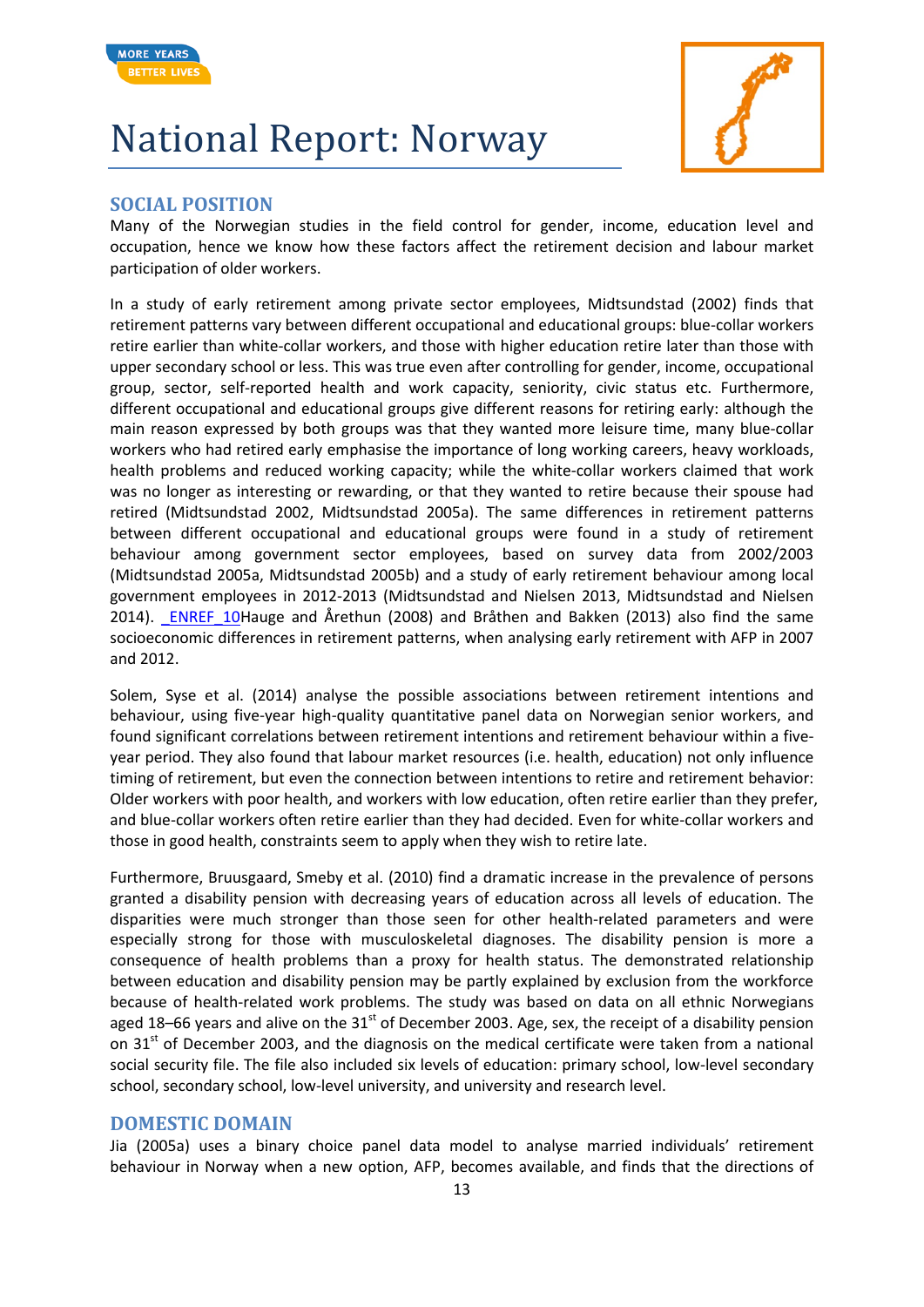# National Report: Norway

## SOCIAL POSITION

Many of the Norwegian studies in the field control for gender, income, education level and occupation, hence we know how these factors affect the retirement decision and labour market participation of older workers.

In a study of early retirement among private sector employees, Midtsundstad (2002) finds that retirement patterns vary between different occupational and educational groups: blue-collar workers retire earlier than white-collar workers, and those with higher education retire later than those with upper secondary school or less. This was true even after controlling for gender, income, occupational group, sector, self-reported health and work capacity, seniority, civic status etc. Furthermore, different occupational and educational groups give different reasons for retiring early: although the main reason expressed by both groups was that they wanted more leisure time, many blue-collar workers who had retired early emphasise the importance of long working careers, heavy workloads, health problems and reduced working capacity; while the white-collar workers claimed that work was no longer as interesting or rewarding, or that they wanted to retire because their spouse had retired (Midtsundstad 2002, Midtsundstad 2005a). The same differences in retirement patterns between different occupational and educational groups were found in a study of retirement behaviour among government sector employees, based on survey data from 2002/2003 (Midtsundstad 2005a, Midtsundstad 2005b) and a study of early retirement behaviour among local government employees in 2012-2013 (Midtsundstad and Nielsen 2013, Midtsundstad and Nielsen 2014). _ENREF_10Hauge and Årethun (2008) and Bråthen and Bakken (2013) also find the same socioeconomic differences in retirement patterns, when analysing early retirement with AFP in 2007 and 2012.

Solem, Syse et al. (2014) analyse the possible associations between retirement intentions and behaviour, using five-year high-quality quantitative panel data on Norwegian senior workers, and found significant correlations between retirement intentions and retirement behaviour within a five-year period. They also found that labour market resources (i.e. health, education) not only influence timing of retirement, but even the connection between intentions to retire and retirement behavior: Older workers with poor health, and workers with low education, often retire earlier than they prefer, and blue-collar workers often retire earlier than they had decided. Even for white-collar workers and those in good health, constraints seem to apply when they wish to retire late.

Furthermore, Bruusgaard, Smeby et al. (2010) find a dramatic increase in the prevalence of persons granted a disability pension with decreasing years of education across all levels of education. The disparities were much stronger than those seen for other health-related parameters and were especially strong for those with musculoskeletal diagnoses. The disability pension is more a consequence of health problems than a proxy for health status. The demonstrated relationship between education and disability pension may be partly explained by exclusion from the workforce because of health-related work problems. The study was based on data on all ethnic Norwegians aged 18–66 years and alive on the 31st of December 2003. Age, sex, the receipt of a disability pension on 31st of December 2003, and the diagnosis on the medical certificate were taken from a national social security file. The file also included six levels of education: primary school, low-level secondary school, secondary school, low-level university, and university and research level.

## DOMESTIC DOMAIN

Jia (2005a) uses a binary choice panel data model to analyse married individuals' retirement behaviour in Norway when a new option, AFP, becomes available, and finds that the directions of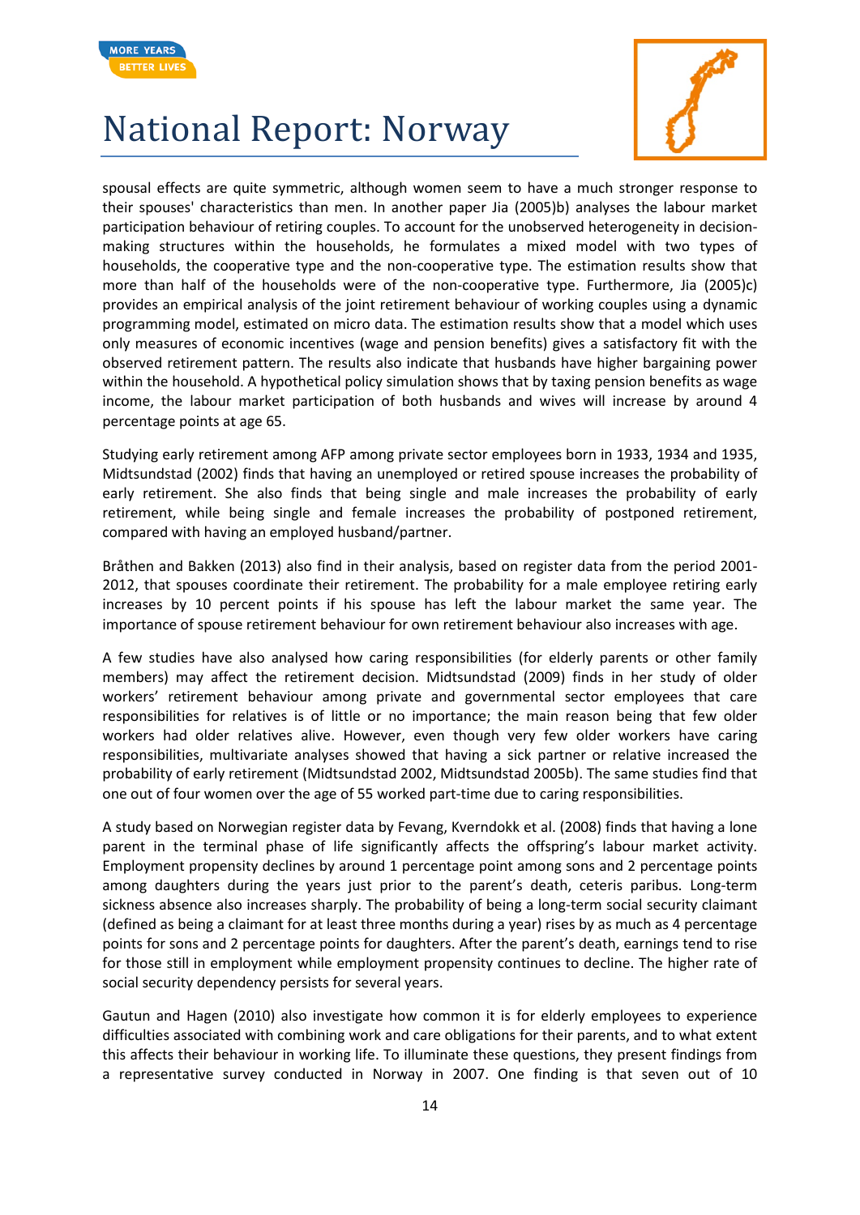spousal effects are quite symmetric, although women seem to have a much stronger response to their spouses' characteristics than men. In another paper Jia (2005)b) analyses the labour market participation behaviour of retiring couples. To account for the unobserved heterogeneity in decision-making structures within the households, he formulates a mixed model with two types of households, the cooperative type and the non-cooperative type. The estimation results show that more than half of the households were of the non-cooperative type. Furthermore, Jia (2005)c) provides an empirical analysis of the joint retirement behaviour of working couples using a dynamic programming model, estimated on micro data. The estimation results show that a model which uses only measures of economic incentives (wage and pension benefits) gives a satisfactory fit with the observed retirement pattern. The results also indicate that husbands have higher bargaining power within the household. A hypothetical policy simulation shows that by taxing pension benefits as wage income, the labour market participation of both husbands and wives will increase by around 4 percentage points at age 65.

Studying early retirement among AFP among private sector employees born in 1933, 1934 and 1935, Midtsundstad (2002) finds that having an unemployed or retired spouse increases the probability of early retirement. She also finds that being single and male increases the probability of early retirement, while being single and female increases the probability of postponed retirement, compared with having an employed husband/partner.

Bråthen and Bakken (2013) also find in their analysis, based on register data from the period 2001-2012, that spouses coordinate their retirement. The probability for a male employee retiring early increases by 10 percent points if his spouse has left the labour market the same year. The importance of spouse retirement behaviour for own retirement behaviour also increases with age.

A few studies have also analysed how caring responsibilities (for elderly parents or other family members) may affect the retirement decision. Midtsundstad (2009) finds in her study of older workers' retirement behaviour among private and governmental sector employees that care responsibilities for relatives is of little or no importance; the main reason being that few older workers had older relatives alive. However, even though very few older workers have caring responsibilities, multivariate analyses showed that having a sick partner or relative increased the probability of early retirement (Midtsundstad 2002, Midtsundstad 2005b). The same studies find that one out of four women over the age of 55 worked part-time due to caring responsibilities.

A study based on Norwegian register data by Fevang, Kverndokk et al. (2008) finds that having a lone parent in the terminal phase of life significantly affects the offspring's labour market activity. Employment propensity declines by around 1 percentage point among sons and 2 percentage points among daughters during the years just prior to the parent's death, ceteris paribus. Long-term sickness absence also increases sharply. The probability of being a long-term social security claimant (defined as being a claimant for at least three months during a year) rises by as much as 4 percentage points for sons and 2 percentage points for daughters. After the parent's death, earnings tend to rise for those still in employment while employment propensity continues to decline. The higher rate of social security dependency persists for several years.

Gautun and Hagen (2010) also investigate how common it is for elderly employees to experience difficulties associated with combining work and care obligations for their parents, and to what extent this affects their behaviour in working life. To illuminate these questions, they present findings from a representative survey conducted in Norway in 2007. One finding is that seven out of 10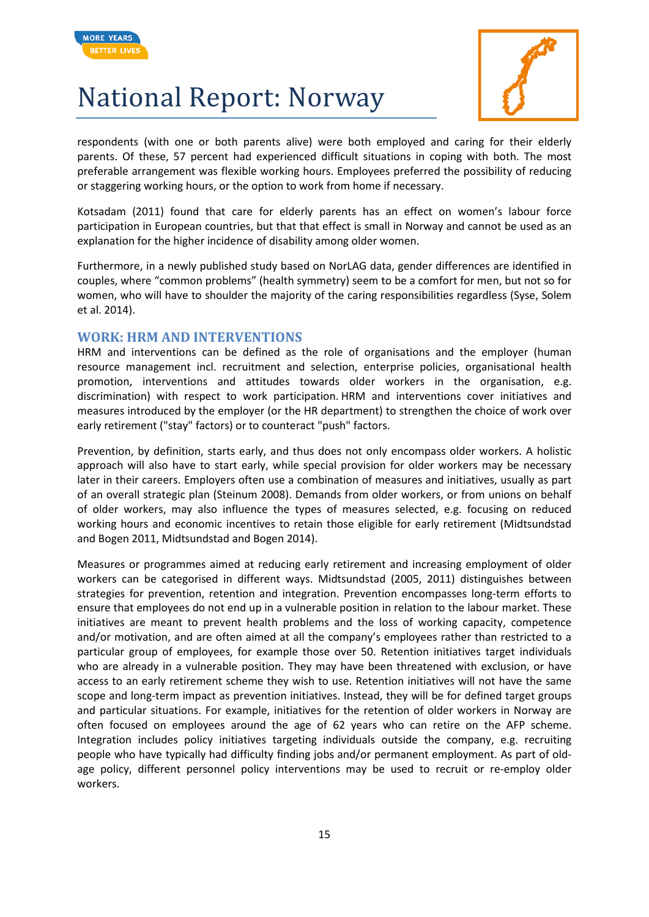respondents (with one or both parents alive) were both employed and caring for their elderly parents. Of these, 57 percent had experienced difficult situations in coping with both. The most preferable arrangement was flexible working hours. Employees preferred the possibility of reducing or staggering working hours, or the option to work from home if necessary.

Kotsadam (2011) found that care for elderly parents has an effect on women's labour force participation in European countries, but that that effect is small in Norway and cannot be used as an explanation for the higher incidence of disability among older women.

Furthermore, in a newly published study based on NorLAG data, gender differences are identified in couples, where "common problems" (health symmetry) seem to be a comfort for men, but not so for women, who will have to shoulder the majority of the caring responsibilities regardless (Syse, Solem et al. 2014).

## WORK: HRM AND INTERVENTIONS

HRM and interventions can be defined as the role of organisations and the employer (human resource management incl. recruitment and selection, enterprise policies, organisational health promotion, interventions and attitudes towards older workers in the organisation, e.g. discrimination) with respect to work participation. HRM and interventions cover initiatives and measures introduced by the employer (or the HR department) to strengthen the choice of work over early retirement ("stay" factors) or to counteract "push" factors.

Prevention, by definition, starts early, and thus does not only encompass older workers. A holistic approach will also have to start early, while special provision for older workers may be necessary later in their careers. Employers often use a combination of measures and initiatives, usually as part of an overall strategic plan (Steinum 2008). Demands from older workers, or from unions on behalf of older workers, may also influence the types of measures selected, e.g. focusing on reduced working hours and economic incentives to retain those eligible for early retirement (Midtsundstad and Bogen 2011, Midtsundstad and Bogen 2014).

Measures or programmes aimed at reducing early retirement and increasing employment of older workers can be categorised in different ways. Midtsundstad (2005, 2011) distinguishes between strategies for prevention, retention and integration. Prevention encompasses long-term efforts to ensure that employees do not end up in a vulnerable position in relation to the labour market. These initiatives are meant to prevent health problems and the loss of working capacity, competence and/or motivation, and are often aimed at all the company's employees rather than restricted to a particular group of employees, for example those over 50. Retention initiatives target individuals who are already in a vulnerable position. They may have been threatened with exclusion, or have access to an early retirement scheme they wish to use. Retention initiatives will not have the same scope and long-term impact as prevention initiatives. Instead, they will be for defined target groups and particular situations. For example, initiatives for the retention of older workers in Norway are often focused on employees around the age of 62 years who can retire on the AFP scheme. Integration includes policy initiatives targeting individuals outside the company, e.g. recruiting people who have typically had difficulty finding jobs and/or permanent employment. As part of old-age policy, different personnel policy interventions may be used to recruit or re-employ older workers.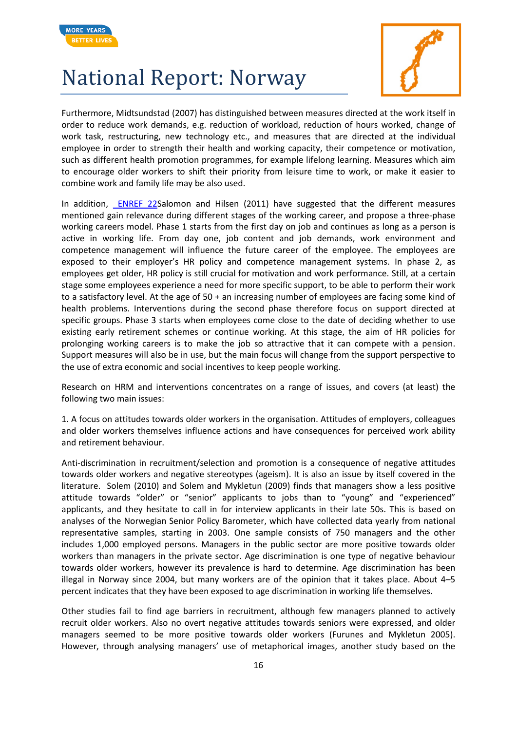Furthermore, Midtsundstad (2007) has distinguished between measures directed at the work itself in order to reduce work demands, e.g. reduction of workload, reduction of hours worked, change of work task, restructuring, new technology etc., and measures that are directed at the individual employee in order to strength their health and working capacity, their competence or motivation, such as different health promotion programmes, for example lifelong learning. Measures which aim to encourage older workers to shift their priority from leisure time to work, or make it easier to combine work and family life may be also used.

In addition, _ENREF_22Salomon and Hilsen (2011) have suggested that the different measures mentioned gain relevance during different stages of the working career, and propose a three-phase working careers model. Phase 1 starts from the first day on job and continues as long as a person is active in working life. From day one, job content and job demands, work environment and competence management will influence the future career of the employee. The employees are exposed to their employer's HR policy and competence management systems. In phase 2, as employees get older, HR policy is still crucial for motivation and work performance. Still, at a certain stage some employees experience a need for more specific support, to be able to perform their work to a satisfactory level. At the age of 50 + an increasing number of employees are facing some kind of health problems. Interventions during the second phase therefore focus on support directed at specific groups. Phase 3 starts when employees come close to the date of deciding whether to use existing early retirement schemes or continue working. At this stage, the aim of HR policies for prolonging working careers is to make the job so attractive that it can compete with a pension. Support measures will also be in use, but the main focus will change from the support perspective to the use of extra economic and social incentives to keep people working.

Research on HRM and interventions concentrates on a range of issues, and covers (at least) the following two main issues:

1. A focus on attitudes towards older workers in the organisation. Attitudes of employers, colleagues and older workers themselves influence actions and have consequences for perceived work ability and retirement behaviour.

Anti-discrimination in recruitment/selection and promotion is a consequence of negative attitudes towards older workers and negative stereotypes (ageism). It is also an issue by itself covered in the literature. Solem (2010) and Solem and Mykletun (2009) finds that managers show a less positive attitude towards "older" or "senior" applicants to jobs than to "young" and "experienced" applicants, and they hesitate to call in for interview applicants in their late 50s. This is based on analyses of the Norwegian Senior Policy Barometer, which have collected data yearly from national representative samples, starting in 2003. One sample consists of 750 managers and the other includes 1,000 employed persons. Managers in the public sector are more positive towards older workers than managers in the private sector. Age discrimination is one type of negative behaviour towards older workers, however its prevalence is hard to determine. Age discrimination has been illegal in Norway since 2004, but many workers are of the opinion that it takes place. About 4–5 percent indicates that they have been exposed to age discrimination in working life themselves.

Other studies fail to find age barriers in recruitment, although few managers planned to actively recruit older workers. Also no overt negative attitudes towards seniors were expressed, and older managers seemed to be more positive towards older workers (Furunes and Mykletun 2005). However, through analysing managers' use of metaphorical images, another study based on the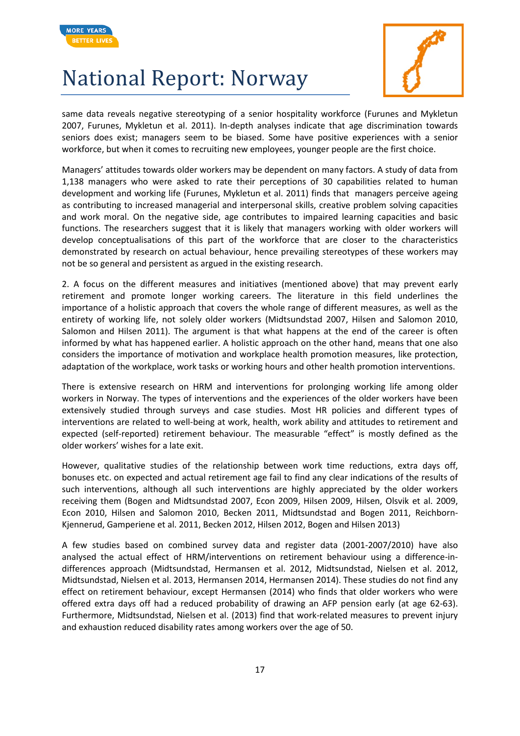same data reveals negative stereotyping of a senior hospitality workforce (Furunes and Mykletun 2007, Furunes, Mykletun et al. 2011). In-depth analyses indicate that age discrimination towards seniors does exist; managers seem to be biased. Some have positive experiences with a senior workforce, but when it comes to recruiting new employees, younger people are the first choice.

Managers' attitudes towards older workers may be dependent on many factors. A study of data from 1,138 managers who were asked to rate their perceptions of 30 capabilities related to human development and working life (Furunes, Mykletun et al. 2011) finds that managers perceive ageing as contributing to increased managerial and interpersonal skills, creative problem solving capacities and work moral. On the negative side, age contributes to impaired learning capacities and basic functions. The researchers suggest that it is likely that managers working with older workers will develop conceptualisations of this part of the workforce that are closer to the characteristics demonstrated by research on actual behaviour, hence prevailing stereotypes of these workers may not be so general and persistent as argued in the existing research.

2. A focus on the different measures and initiatives (mentioned above) that may prevent early retirement and promote longer working careers. The literature in this field underlines the importance of a holistic approach that covers the whole range of different measures, as well as the entirety of working life, not solely older workers (Midtsundstad 2007, Hilsen and Salomon 2010, Salomon and Hilsen 2011). The argument is that what happens at the end of the career is often informed by what has happened earlier. A holistic approach on the other hand, means that one also considers the importance of motivation and workplace health promotion measures, like protection, adaptation of the workplace, work tasks or working hours and other health promotion interventions.

There is extensive research on HRM and interventions for prolonging working life among older workers in Norway. The types of interventions and the experiences of the older workers have been extensively studied through surveys and case studies. Most HR policies and different types of interventions are related to well-being at work, health, work ability and attitudes to retirement and expected (self-reported) retirement behaviour. The measurable "effect" is mostly defined as the older workers' wishes for a late exit.

However, qualitative studies of the relationship between work time reductions, extra days off, bonuses etc. on expected and actual retirement age fail to find any clear indications of the results of such interventions, although all such interventions are highly appreciated by the older workers receiving them (Bogen and Midtsundstad 2007, Econ 2009, Hilsen 2009, Hilsen, Olsvik et al. 2009, Econ 2010, Hilsen and Salomon 2010, Becken 2011, Midtsundstad and Bogen 2011, Reichborn-Kjennerud, Gamperiene et al. 2011, Becken 2012, Hilsen 2012, Bogen and Hilsen 2013)

A few studies based on combined survey data and register data (2001-2007/2010) have also analysed the actual effect of HRM/interventions on retirement behaviour using a difference-in-differences approach (Midtsundstad, Hermansen et al. 2012, Midtsundstad, Nielsen et al. 2012, Midtsundstad, Nielsen et al. 2013, Hermansen 2014, Hermansen 2014). These studies do not find any effect on retirement behaviour, except Hermansen (2014) who finds that older workers who were offered extra days off had a reduced probability of drawing an AFP pension early (at age 62-63). Furthermore, Midtsundstad, Nielsen et al. (2013) find that work-related measures to prevent injury and exhaustion reduced disability rates among workers over the age of 50.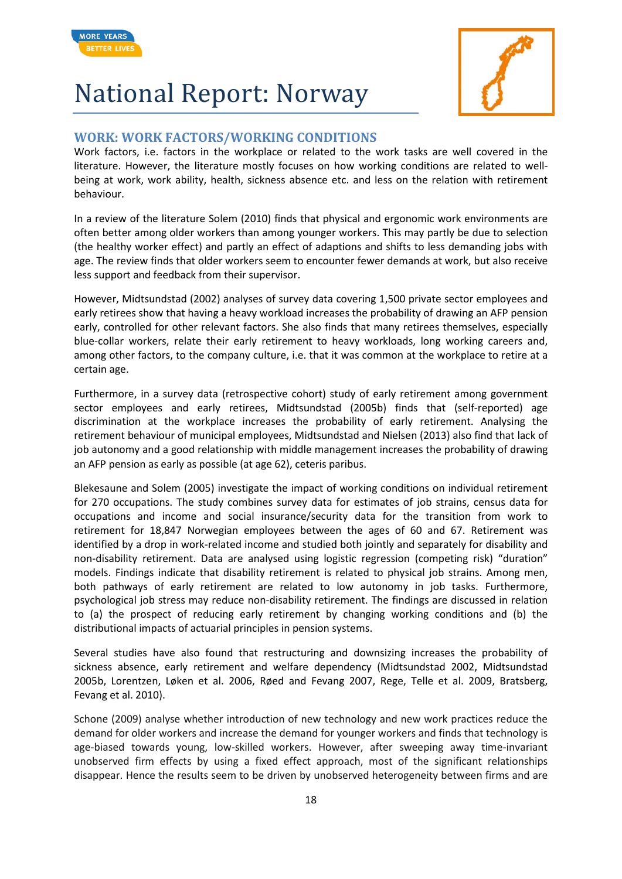## WORK: WORK FACTORS/WORKING CONDITIONS

Work factors, i.e. factors in the workplace or related to the work tasks are well covered in the literature. However, the literature mostly focuses on how working conditions are related to well-being at work, work ability, health, sickness absence etc. and less on the relation with retirement behaviour.

In a review of the literature Solem (2010) finds that physical and ergonomic work environments are often better among older workers than among younger workers. This may partly be due to selection (the healthy worker effect) and partly an effect of adaptions and shifts to less demanding jobs with age. The review finds that older workers seem to encounter fewer demands at work, but also receive less support and feedback from their supervisor.

However, Midtsundstad (2002) analyses of survey data covering 1,500 private sector employees and early retirees show that having a heavy workload increases the probability of drawing an AFP pension early, controlled for other relevant factors. She also finds that many retirees themselves, especially blue-collar workers, relate their early retirement to heavy workloads, long working careers and, among other factors, to the company culture, i.e. that it was common at the workplace to retire at a certain age.

Furthermore, in a survey data (retrospective cohort) study of early retirement among government sector employees and early retirees, Midtsundstad (2005b) finds that (self-reported) age discrimination at the workplace increases the probability of early retirement. Analysing the retirement behaviour of municipal employees, Midtsundstad and Nielsen (2013) also find that lack of job autonomy and a good relationship with middle management increases the probability of drawing an AFP pension as early as possible (at age 62), ceteris paribus.

Blekesaune and Solem (2005) investigate the impact of working conditions on individual retirement for 270 occupations. The study combines survey data for estimates of job strains, census data for occupations and income and social insurance/security data for the transition from work to retirement for 18,847 Norwegian employees between the ages of 60 and 67. Retirement was identified by a drop in work-related income and studied both jointly and separately for disability and non-disability retirement. Data are analysed using logistic regression (competing risk) "duration" models. Findings indicate that disability retirement is related to physical job strains. Among men, both pathways of early retirement are related to low autonomy in job tasks. Furthermore, psychological job stress may reduce non-disability retirement. The findings are discussed in relation to (a) the prospect of reducing early retirement by changing working conditions and (b) the distributional impacts of actuarial principles in pension systems.

Several studies have also found that restructuring and downsizing increases the probability of sickness absence, early retirement and welfare dependency (Midtsundstad 2002, Midtsundstad 2005b, Lorentzen, Løken et al. 2006, Røed and Fevang 2007, Rege, Telle et al. 2009, Bratsberg, Fevang et al. 2010).

Schone (2009) analyse whether introduction of new technology and new work practices reduce the demand for older workers and increase the demand for younger workers and finds that technology is age-biased towards young, low-skilled workers. However, after sweeping away time-invariant unobserved firm effects by using a fixed effect approach, most of the significant relationships disappear. Hence the results seem to be driven by unobserved heterogeneity between firms and are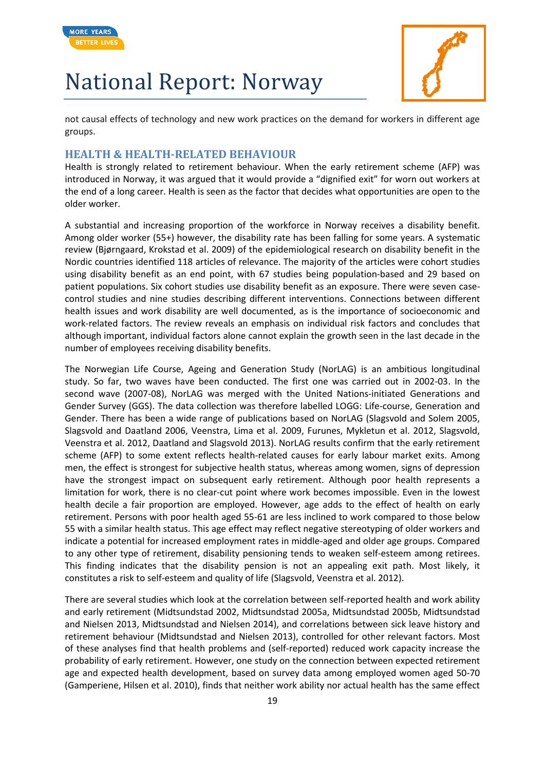not causal effects of technology and new work practices on the demand for workers in different age groups.

## HEALTH & HEALTH-RELATED BEHAVIOUR

Health is strongly related to retirement behaviour. When the early retirement scheme (AFP) was introduced in Norway, it was argued that it would provide a “dignified exit” for worn out workers at the end of a long career. Health is seen as the factor that decides what opportunities are open to the older worker.

A substantial and increasing proportion of the workforce in Norway receives a disability benefit. Among older worker (55+) however, the disability rate has been falling for some years. A systematic review (Bjørngaard, Krokstad et al. 2009) of the epidemiological research on disability benefit in the Nordic countries identified 118 articles of relevance. The majority of the articles were cohort studies using disability benefit as an end point, with 67 studies being population-based and 29 based on patient populations. Six cohort studies use disability benefit as an exposure. There were seven case-control studies and nine studies describing different interventions. Connections between different health issues and work disability are well documented, as is the importance of socioeconomic and work-related factors. The review reveals an emphasis on individual risk factors and concludes that although important, individual factors alone cannot explain the growth seen in the last decade in the number of employees receiving disability benefits.

The Norwegian Life Course, Ageing and Generation Study (NorLAG) is an ambitious longitudinal study. So far, two waves have been conducted. The first one was carried out in 2002-03. In the second wave (2007-08), NorLAG was merged with the United Nations-initiated Generations and Gender Survey (GGS). The data collection was therefore labelled LOGG: Life-course, Generation and Gender. There has been a wide range of publications based on NorLAG (Slagsvold and Solem 2005, Slagsvold and Daatland 2006, Veenstra, Lima et al. 2009, Furunes, Mykletun et al. 2012, Slagsvold, Veenstra et al. 2012, Daatland and Slagsvold 2013). NorLAG results confirm that the early retirement scheme (AFP) to some extent reflects health-related causes for early labour market exits. Among men, the effect is strongest for subjective health status, whereas among women, signs of depression have the strongest impact on subsequent early retirement. Although poor health represents a limitation for work, there is no clear-cut point where work becomes impossible. Even in the lowest health decile a fair proportion are employed. However, age adds to the effect of health on early retirement. Persons with poor health aged 55-61 are less inclined to work compared to those below 55 with a similar health status. This age effect may reflect negative stereotyping of older workers and indicate a potential for increased employment rates in middle-aged and older age groups. Compared to any other type of retirement, disability pensioning tends to weaken self-esteem among retirees. This finding indicates that the disability pension is not an appealing exit path. Most likely, it constitutes a risk to self-esteem and quality of life (Slagsvold, Veenstra et al. 2012).

There are several studies which look at the correlation between self-reported health and work ability and early retirement (Midtsundstad 2002, Midtsundstad 2005a, Midtsundstad 2005b, Midtsundstad and Nielsen 2013, Midtsundstad and Nielsen 2014), and correlations between sick leave history and retirement behaviour (Midtsundstad and Nielsen 2013), controlled for other relevant factors. Most of these analyses find that health problems and (self-reported) reduced work capacity increase the probability of early retirement. However, one study on the connection between expected retirement age and expected health development, based on survey data among employed women aged 50-70 (Gamperiene, Hilsen et al. 2010), finds that neither work ability nor actual health has the same effect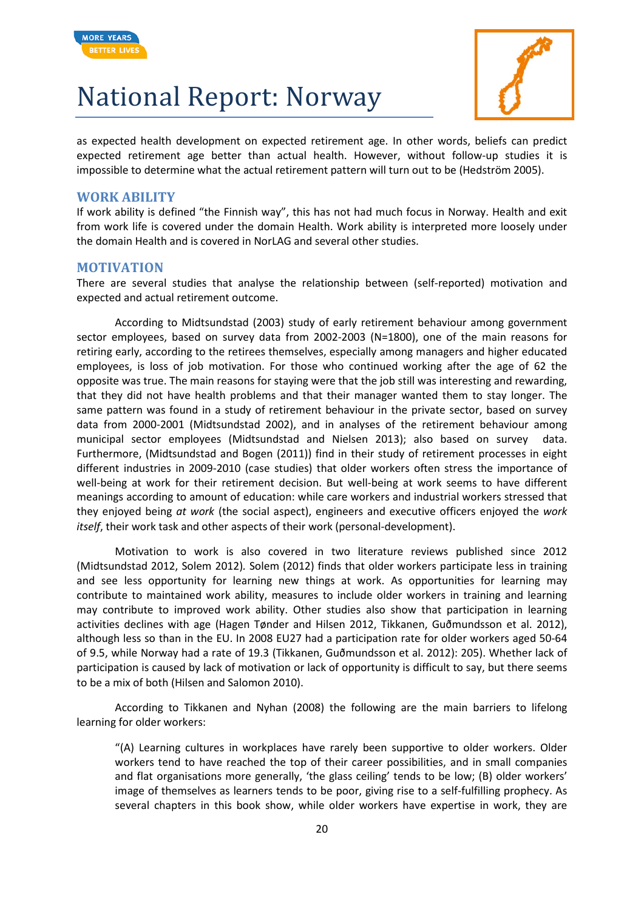as expected health development on expected retirement age. In other words, beliefs can predict expected retirement age better than actual health. However, without follow-up studies it is impossible to determine what the actual retirement pattern will turn out to be (Hedström 2005).

## WORK ABILITY

If work ability is defined "the Finnish way", this has not had much focus in Norway. Health and exit from work life is covered under the domain Health. Work ability is interpreted more loosely under the domain Health and is covered in NorLAG and several other studies.

## MOTIVATION

There are several studies that analyse the relationship between (self-reported) motivation and expected and actual retirement outcome.

According to Midtsundstad (2003) study of early retirement behaviour among government sector employees, based on survey data from 2002-2003 (N=1800), one of the main reasons for retiring early, according to the retirees themselves, especially among managers and higher educated employees, is loss of job motivation. For those who continued working after the age of 62 the opposite was true. The main reasons for staying were that the job still was interesting and rewarding, that they did not have health problems and that their manager wanted them to stay longer. The same pattern was found in a study of retirement behaviour in the private sector, based on survey data from 2000-2001 (Midtsundstad 2002), and in analyses of the retirement behaviour among municipal sector employees (Midtsundstad and Nielsen 2013); also based on survey data. Furthermore, (Midtsundstad and Bogen (2011)) find in their study of retirement processes in eight different industries in 2009-2010 (case studies) that older workers often stress the importance of well-being at work for their retirement decision. But well-being at work seems to have different meanings according to amount of education: while care workers and industrial workers stressed that they enjoyed being *at work* (the social aspect), engineers and executive officers enjoyed the *work itself*, their work task and other aspects of their work (personal-development).

Motivation to work is also covered in two literature reviews published since 2012 (Midtsundstad 2012, Solem 2012). Solem (2012) finds that older workers participate less in training and see less opportunity for learning new things at work. As opportunities for learning may contribute to maintained work ability, measures to include older workers in training and learning may contribute to improved work ability. Other studies also show that participation in learning activities declines with age (Hagen Tønder and Hilsen 2012, Tikkanen, Guðmundsson et al. 2012), although less so than in the EU. In 2008 EU27 had a participation rate for older workers aged 50-64 of 9.5, while Norway had a rate of 19.3 (Tikkanen, Guðmundsson et al. 2012): 205). Whether lack of participation is caused by lack of motivation or lack of opportunity is difficult to say, but there seems to be a mix of both (Hilsen and Salomon 2010).

According to Tikkanen and Nyhan (2008) the following are the main barriers to lifelong learning for older workers:

> "(A) Learning cultures in workplaces have rarely been supportive to older workers. Older workers tend to have reached the top of their career possibilities, and in small companies and flat organisations more generally, 'the glass ceiling' tends to be low; (B) older workers' image of themselves as learners tends to be poor, giving rise to a self-fulfilling prophecy. As several chapters in this book show, while older workers have expertise in work, they are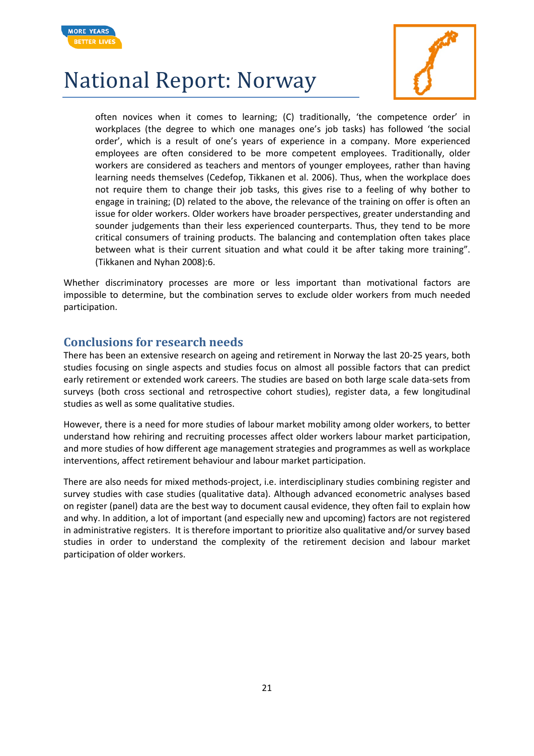> often novices when it comes to learning; (C) traditionally, 'the competence order' in workplaces (the degree to which one manages one's job tasks) has followed 'the social order', which is a result of one's years of experience in a company. More experienced employees are often considered to be more competent employees. Traditionally, older workers are considered as teachers and mentors of younger employees, rather than having learning needs themselves (Cedefop, Tikkanen et al. 2006). Thus, when the workplace does not require them to change their job tasks, this gives rise to a feeling of why bother to engage in training; (D) related to the above, the relevance of the training on offer is often an issue for older workers. Older workers have broader perspectives, greater understanding and sounder judgements than their less experienced counterparts. Thus, they tend to be more critical consumers of training products. The balancing and contemplation often takes place between what is their current situation and what could it be after taking more training". (Tikkanen and Nyhan 2008):6.

Whether discriminatory processes are more or less important than motivational factors are impossible to determine, but the combination serves to exclude older workers from much needed participation.

## Conclusions for research needs

There has been an extensive research on ageing and retirement in Norway the last 20-25 years, both studies focusing on single aspects and studies focus on almost all possible factors that can predict early retirement or extended work careers. The studies are based on both large scale data-sets from surveys (both cross sectional and retrospective cohort studies), register data, a few longitudinal studies as well as some qualitative studies.

However, there is a need for more studies of labour market mobility among older workers, to better understand how rehiring and recruiting processes affect older workers labour market participation, and more studies of how different age management strategies and programmes as well as workplace interventions, affect retirement behaviour and labour market participation.

There are also needs for mixed methods-project, i.e. interdisciplinary studies combining register and survey studies with case studies (qualitative data). Although advanced econometric analyses based on register (panel) data are the best way to document causal evidence, they often fail to explain how and why. In addition, a lot of important (and especially new and upcoming) factors are not registered in administrative registers. It is therefore important to prioritize also qualitative and/or survey based studies in order to understand the complexity of the retirement decision and labour market participation of older workers.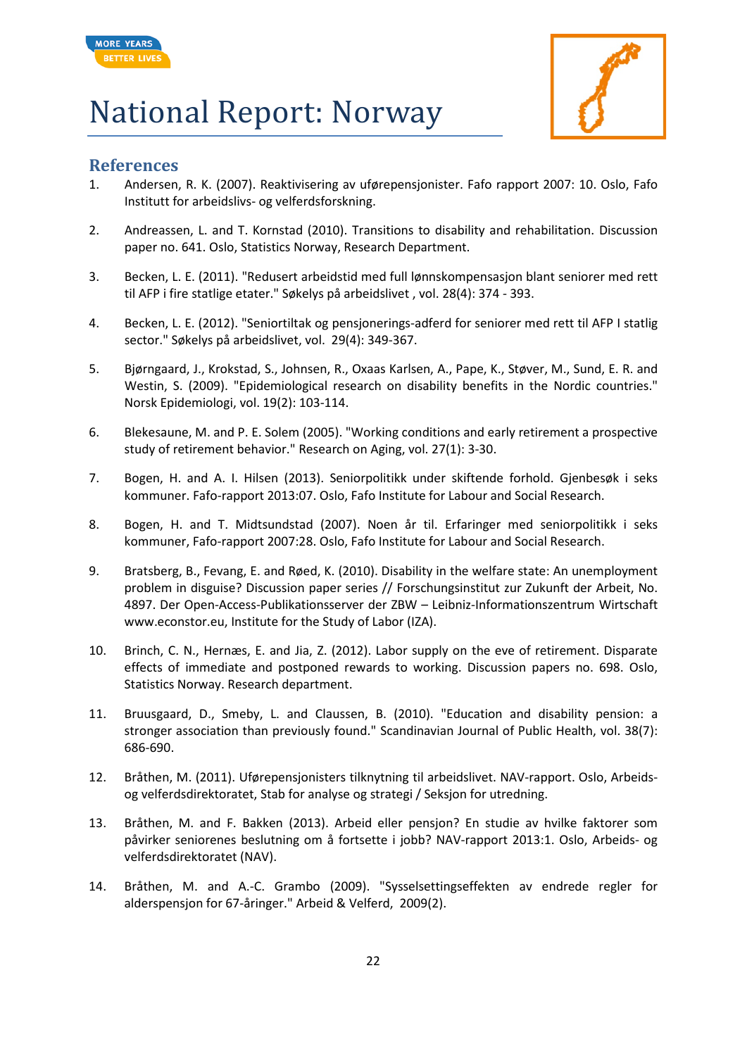# National Report: Norway

## References

1. Andersen, R. K. (2007). Reaktivisering av uførepensjonister. Fafo rapport 2007: 10. Oslo, Fafo Institutt for arbeidslivs- og velferdsforskning.

2. Andreassen, L. and T. Kornstad (2010). Transitions to disability and rehabilitation. Discussion paper no. 641. Oslo, Statistics Norway, Research Department.

3. Becken, L. E. (2011). "Redusert arbeidstid med full lønnskompensasjon blant seniorer med rett til AFP i fire statlige etater." Søkelys på arbeidslivet , vol. 28(4): 374 - 393.

4. Becken, L. E. (2012). "Seniortiltak og pensjonerings-adferd for seniorer med rett til AFP I statlig sector." Søkelys på arbeidslivet, vol. 29(4): 349-367.

5. Bjørngaard, J., Krokstad, S., Johnsen, R., Oxaas Karlsen, A., Pape, K., Støver, M., Sund, E. R. and Westin, S. (2009). "Epidemiological research on disability benefits in the Nordic countries." Norsk Epidemiologi, vol. 19(2): 103-114.

6. Blekesaune, M. and P. E. Solem (2005). "Working conditions and early retirement a prospective study of retirement behavior." Research on Aging, vol. 27(1): 3-30.

7. Bogen, H. and A. I. Hilsen (2013). Seniorpolitikk under skiftende forhold. Gjenbesøk i seks kommuner. Fafo-rapport 2013:07. Oslo, Fafo Institute for Labour and Social Research.

8. Bogen, H. and T. Midtsundstad (2007). Noen år til. Erfaringer med seniorpolitikk i seks kommuner, Fafo-rapport 2007:28. Oslo, Fafo Institute for Labour and Social Research.

9. Bratsberg, B., Fevang, E. and Røed, K. (2010). Disability in the welfare state: An unemployment problem in disguise? Discussion paper series // Forschungsinstitut zur Zukunft der Arbeit, No. 4897. Der Open-Access-Publikationsserver der ZBW – Leibniz-Informationszentrum Wirtschaft www.econstor.eu, Institute for the Study of Labor (IZA).

10. Brinch, C. N., Hernæs, E. and Jia, Z. (2012). Labor supply on the eve of retirement. Disparate effects of immediate and postponed rewards to working. Discussion papers no. 698. Oslo, Statistics Norway. Research department.

11. Bruusgaard, D., Smeby, L. and Claussen, B. (2010). "Education and disability pension: a stronger association than previously found." Scandinavian Journal of Public Health, vol. 38(7): 686-690.

12. Bråthen, M. (2011). Uførepensjonisters tilknytning til arbeidslivet. NAV-rapport. Oslo, Arbeids- og velferdsdirektoratet, Stab for analyse og strategi / Seksjon for utredning.

13. Bråthen, M. and F. Bakken (2013). Arbeid eller pensjon? En studie av hvilke faktorer som påvirker seniorenes beslutning om å fortsette i jobb? NAV-rapport 2013:1. Oslo, Arbeids- og velferdsdirektoratet (NAV).

14. Bråthen, M. and A.-C. Grambo (2009). "Sysselsettingseffekten av endrede regler for alderspensjon for 67-åringer." Arbeid & Velferd, 2009(2).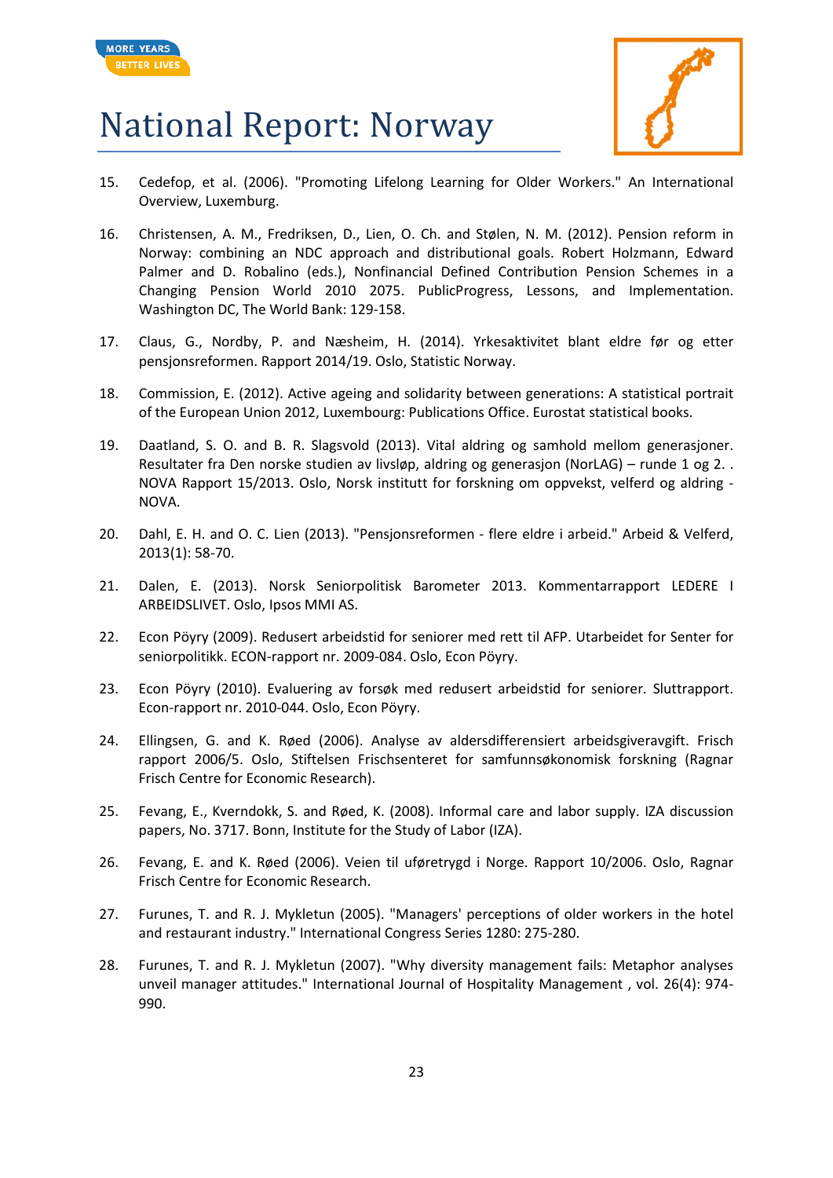15. Cedefop, et al. (2006). "Promoting Lifelong Learning for Older Workers." An International Overview, Luxemburg.

16. Christensen, A. M., Fredriksen, D., Lien, O. Ch. and Stølen, N. M. (2012). Pension reform in Norway: combining an NDC approach and distributional goals. Robert Holzmann, Edward Palmer and D. Robalino (eds.), Nonfinancial Defined Contribution Pension Schemes in a Changing Pension World 2010 2075. PublicProgress, Lessons, and Implementation. Washington DC, The World Bank: 129-158.

17. Claus, G., Nordby, P. and Næsheim, H. (2014). Yrkesaktivitet blant eldre før og etter pensjonsreformen. Rapport 2014/19. Oslo, Statistic Norway.

18. Commission, E. (2012). Active ageing and solidarity between generations: A statistical portrait of the European Union 2012, Luxembourg: Publications Office. Eurostat statistical books.

19. Daatland, S. O. and B. R. Slagsvold (2013). Vital aldring og samhold mellom generasjoner. Resultater fra Den norske studien av livsløp, aldring og generasjon (NorLAG) – runde 1 og 2. . NOVA Rapport 15/2013. Oslo, Norsk institutt for forskning om oppvekst, velferd og aldring - NOVA.

20. Dahl, E. H. and O. C. Lien (2013). "Pensjonsreformen - flere eldre i arbeid." Arbeid & Velferd, 2013(1): 58-70.

21. Dalen, E. (2013). Norsk Seniorpolitisk Barometer 2013. Kommentarrapport LEDERE I ARBEIDSLIVET. Oslo, Ipsos MMI AS.

22. Econ Pöyry (2009). Redusert arbeidstid for seniorer med rett til AFP. Utarbeidet for Senter for seniorpolitikk. ECON-rapport nr. 2009-084. Oslo, Econ Pöyry.

23. Econ Pöyry (2010). Evaluering av forsøk med redusert arbeidstid for seniorer. Sluttrapport. Econ-rapport nr. 2010-044. Oslo, Econ Pöyry.

24. Ellingsen, G. and K. Røed (2006). Analyse av aldersdifferensiert arbeidsgiveravgift. Frisch rapport 2006/5. Oslo, Stiftelsen Frischsenteret for samfunnsøkonomisk forskning (Ragnar Frisch Centre for Economic Research).

25. Fevang, E., Kverndokk, S. and Røed, K. (2008). Informal care and labor supply. IZA discussion papers, No. 3717. Bonn, Institute for the Study of Labor (IZA).

26. Fevang, E. and K. Røed (2006). Veien til uføretrygd i Norge. Rapport 10/2006. Oslo, Ragnar Frisch Centre for Economic Research.

27. Furunes, T. and R. J. Mykletun (2005). "Managers' perceptions of older workers in the hotel and restaurant industry." International Congress Series 1280: 275-280.

28. Furunes, T. and R. J. Mykletun (2007). "Why diversity management fails: Metaphor analyses unveil manager attitudes." International Journal of Hospitality Management , vol. 26(4): 974-990.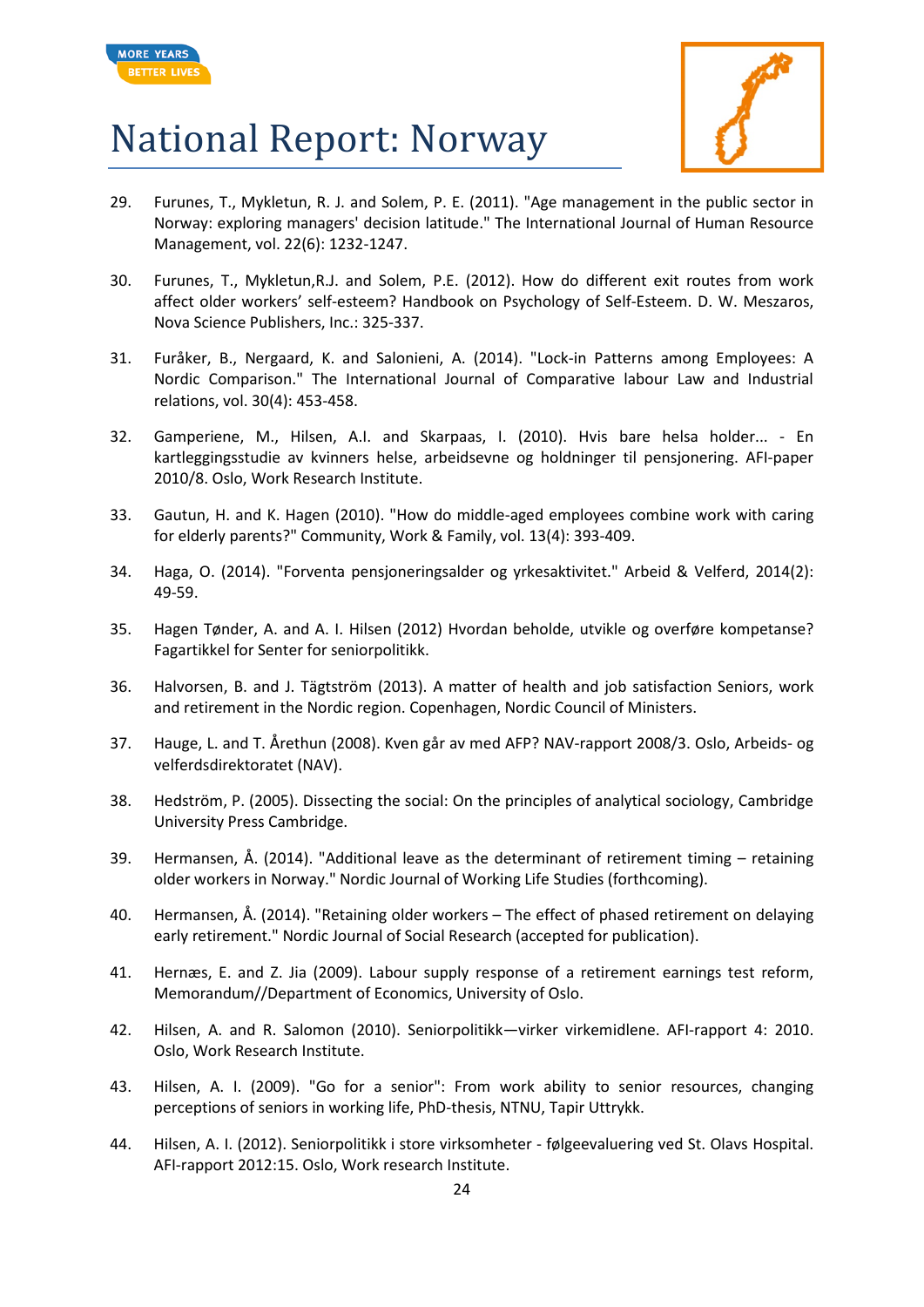29. Furunes, T., Mykletun, R. J. and Solem, P. E. (2011). "Age management in the public sector in Norway: exploring managers' decision latitude." The International Journal of Human Resource Management, vol. 22(6): 1232-1247.

30. Furunes, T., Mykletun,R.J. and Solem, P.E. (2012). How do different exit routes from work affect older workers' self-esteem? Handbook on Psychology of Self-Esteem. D. W. Meszaros, Nova Science Publishers, Inc.: 325-337.

31. Furåker, B., Nergaard, K. and Salonieni, A. (2014). "Lock-in Patterns among Employees: A Nordic Comparison." The International Journal of Comparative labour Law and Industrial relations, vol. 30(4): 453-458.

32. Gamperiene, M., Hilsen, A.I. and Skarpaas, I. (2010). Hvis bare helsa holder... - En kartleggingsstudie av kvinners helse, arbeidsevne og holdninger til pensjonering. AFI-paper 2010/8. Oslo, Work Research Institute.

33. Gautun, H. and K. Hagen (2010). "How do middle-aged employees combine work with caring for elderly parents?" Community, Work & Family, vol. 13(4): 393-409.

34. Haga, O. (2014). "Forventa pensjoneringsalder og yrkesaktivitet." Arbeid & Velferd, 2014(2): 49-59.

35. Hagen Tønder, A. and A. I. Hilsen (2012) Hvordan beholde, utvikle og overføre kompetanse? Fagartikkel for Senter for seniorpolitikk.

36. Halvorsen, B. and J. Tägtström (2013). A matter of health and job satisfaction Seniors, work and retirement in the Nordic region. Copenhagen, Nordic Council of Ministers.

37. Hauge, L. and T. Årethun (2008). Kven går av med AFP? NAV-rapport 2008/3. Oslo, Arbeids- og velferdsdirektoratet (NAV).

38. Hedström, P. (2005). Dissecting the social: On the principles of analytical sociology, Cambridge University Press Cambridge.

39. Hermansen, Å. (2014). "Additional leave as the determinant of retirement timing – retaining older workers in Norway." Nordic Journal of Working Life Studies (forthcoming).

40. Hermansen, Å. (2014). "Retaining older workers – The effect of phased retirement on delaying early retirement." Nordic Journal of Social Research (accepted for publication).

41. Hernæs, E. and Z. Jia (2009). Labour supply response of a retirement earnings test reform, Memorandum//Department of Economics, University of Oslo.

42. Hilsen, A. and R. Salomon (2010). Seniorpolitikk—virker virkemidlene. AFI-rapport 4: 2010. Oslo, Work Research Institute.

43. Hilsen, A. I. (2009). "Go for a senior": From work ability to senior resources, changing perceptions of seniors in working life, PhD-thesis, NTNU, Tapir Uttrykk.

44. Hilsen, A. I. (2012). Seniorpolitikk i store virksomheter - følgeevaluering ved St. Olavs Hospital. AFI-rapport 2012:15. Oslo, Work research Institute.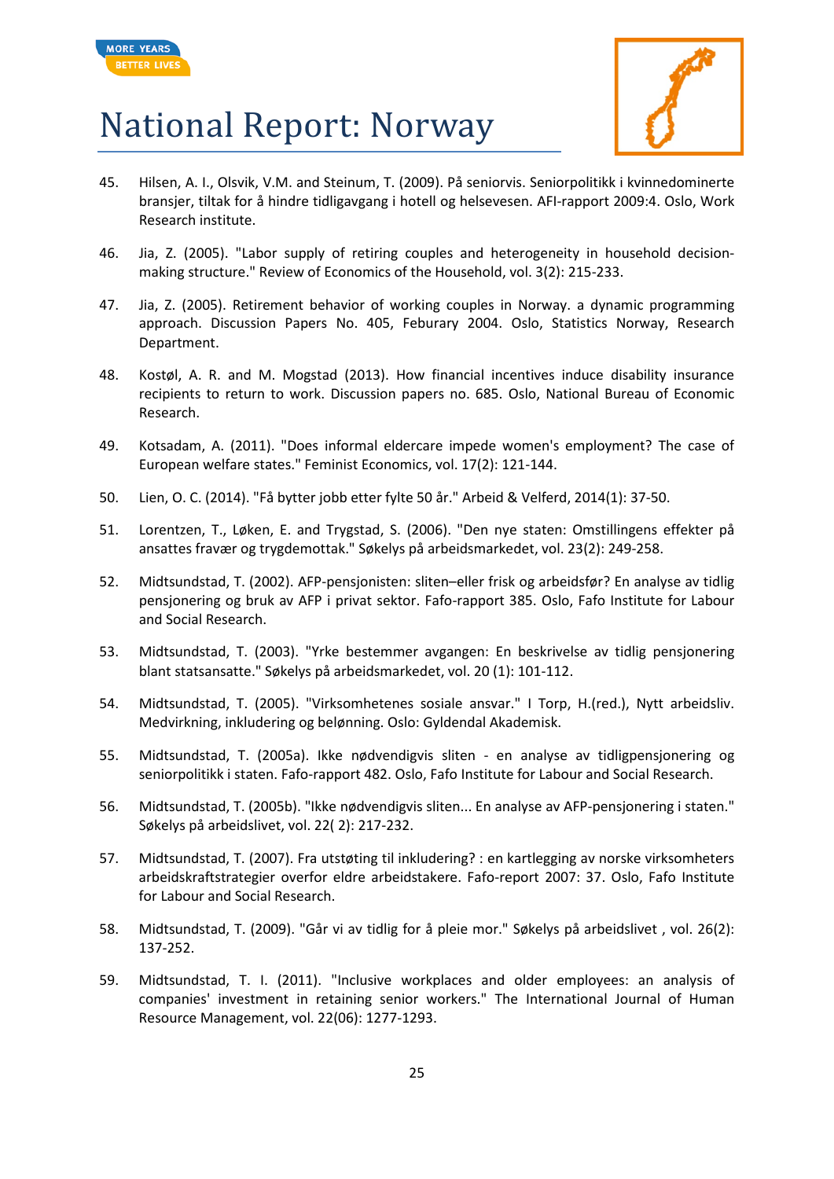45. Hilsen, A. I., Olsvik, V.M. and Steinum, T. (2009). På seniorvis. Seniorpolitikk i kvinnedominerte bransjer, tiltak for å hindre tidligavgang i hotell og helsevesen. AFI-rapport 2009:4. Oslo, Work Research institute.

46. Jia, Z. (2005). "Labor supply of retiring couples and heterogeneity in household decision-making structure." Review of Economics of the Household, vol. 3(2): 215-233.

47. Jia, Z. (2005). Retirement behavior of working couples in Norway. a dynamic programming approach. Discussion Papers No. 405, Feburary 2004. Oslo, Statistics Norway, Research Department.

48. Kostøl, A. R. and M. Mogstad (2013). How financial incentives induce disability insurance recipients to return to work. Discussion papers no. 685. Oslo, National Bureau of Economic Research.

49. Kotsadam, A. (2011). "Does informal eldercare impede women's employment? The case of European welfare states." Feminist Economics, vol. 17(2): 121-144.

50. Lien, O. C. (2014). "Få bytter jobb etter fylte 50 år." Arbeid & Velferd, 2014(1): 37-50.

51. Lorentzen, T., Løken, E. and Trygstad, S. (2006). "Den nye staten: Omstillingens effekter på ansattes fravær og trygdemottak." Søkelys på arbeidsmarkedet, vol. 23(2): 249-258.

52. Midtsundstad, T. (2002). AFP-pensjonisten: sliten–eller frisk og arbeidsfør? En analyse av tidlig pensjonering og bruk av AFP i privat sektor. Fafo-rapport 385. Oslo, Fafo Institute for Labour and Social Research.

53. Midtsundstad, T. (2003). "Yrke bestemmer avgangen: En beskrivelse av tidlig pensjonering blant statsansatte." Søkelys på arbeidsmarkedet, vol. 20 (1): 101-112.

54. Midtsundstad, T. (2005). "Virksomhetenes sosiale ansvar." I Torp, H.(red.), Nytt arbeidsliv. Medvirkning, inkludering og belønning. Oslo: Gyldendal Akademisk.

55. Midtsundstad, T. (2005a). Ikke nødvendigvis sliten - en analyse av tidligpensjonering og seniorpolitikk i staten. Fafo-rapport 482. Oslo, Fafo Institute for Labour and Social Research.

56. Midtsundstad, T. (2005b). "Ikke nødvendigvis sliten... En analyse av AFP-pensjonering i staten." Søkelys på arbeidslivet, vol. 22( 2): 217-232.

57. Midtsundstad, T. (2007). Fra utstøting til inkludering? : en kartlegging av norske virksomheters arbeidskraftstrategier overfor eldre arbeidstakere. Fafo-report 2007: 37. Oslo, Fafo Institute for Labour and Social Research.

58. Midtsundstad, T. (2009). "Går vi av tidlig for å pleie mor." Søkelys på arbeidslivet , vol. 26(2): 137-252.

59. Midtsundstad, T. I. (2011). "Inclusive workplaces and older employees: an analysis of companies' investment in retaining senior workers." The International Journal of Human Resource Management, vol. 22(06): 1277-1293.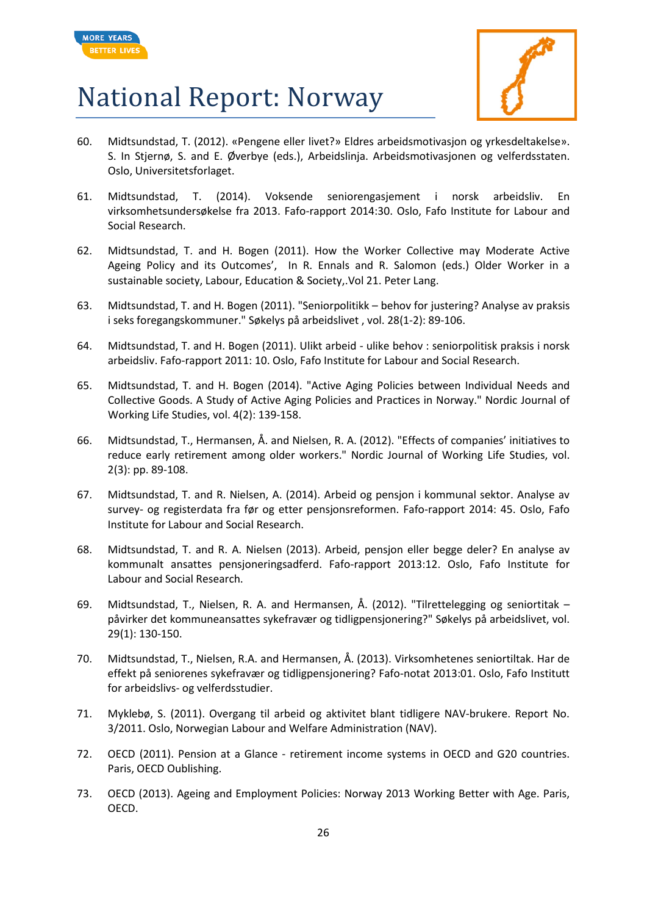60. Midtsundstad, T. (2012). «Pengene eller livet?» Eldres arbeidsmotivasjon og yrkesdeltakelse». S. In Stjernø, S. and E. Øverbye (eds.), Arbeidslinja. Arbeidsmotivasjonen og velferdsstaten. Oslo, Universitetsforlaget.

61. Midtsundstad, T. (2014). Voksende seniorengasjement i norsk arbeidsliv. En virksomhetsundersøkelse fra 2013. Fafo-rapport 2014:30. Oslo, Fafo Institute for Labour and Social Research.

62. Midtsundstad, T. and H. Bogen (2011). How the Worker Collective may Moderate Active Ageing Policy and its Outcomes', In R. Ennals and R. Salomon (eds.) Older Worker in a sustainable society, Labour, Education & Society,.Vol 21. Peter Lang.

63. Midtsundstad, T. and H. Bogen (2011). "Seniorpolitikk – behov for justering? Analyse av praksis i seks foregangskommuner." Søkelys på arbeidslivet , vol. 28(1-2): 89-106.

64. Midtsundstad, T. and H. Bogen (2011). Ulikt arbeid - ulike behov : seniorpolitisk praksis i norsk arbeidsliv. Fafo-rapport 2011: 10. Oslo, Fafo Institute for Labour and Social Research.

65. Midtsundstad, T. and H. Bogen (2014). "Active Aging Policies between Individual Needs and Collective Goods. A Study of Active Aging Policies and Practices in Norway." Nordic Journal of Working Life Studies, vol. 4(2): 139-158.

66. Midtsundstad, T., Hermansen, Å. and Nielsen, R. A. (2012). "Effects of companies' initiatives to reduce early retirement among older workers." Nordic Journal of Working Life Studies, vol. 2(3): pp. 89-108.

67. Midtsundstad, T. and R. Nielsen, A. (2014). Arbeid og pensjon i kommunal sektor. Analyse av survey- og registerdata fra før og etter pensjonsreformen. Fafo-rapport 2014: 45. Oslo, Fafo Institute for Labour and Social Research.

68. Midtsundstad, T. and R. A. Nielsen (2013). Arbeid, pensjon eller begge deler? En analyse av kommunalt ansattes pensjoneringsadferd. Fafo-rapport 2013:12. Oslo, Fafo Institute for Labour and Social Research.

69. Midtsundstad, T., Nielsen, R. A. and Hermansen, Å. (2012). "Tilrettelegging og seniortitak – påvirker det kommuneansattes sykefravær og tidligpensjonering?" Søkelys på arbeidslivet, vol. 29(1): 130-150.

70. Midtsundstad, T., Nielsen, R.A. and Hermansen, Å. (2013). Virksomhetenes seniortiltak. Har de effekt på seniorenes sykefravær og tidligpensjonering? Fafo-notat 2013:01. Oslo, Fafo Institutt for arbeidslivs- og velferdsstudier.

71. Myklebø, S. (2011). Overgang til arbeid og aktivitet blant tidligere NAV-brukere. Report No. 3/2011. Oslo, Norwegian Labour and Welfare Administration (NAV).

72. OECD (2011). Pension at a Glance - retirement income systems in OECD and G20 countries. Paris, OECD Oublishing.

73. OECD (2013). Ageing and Employment Policies: Norway 2013 Working Better with Age. Paris, OECD.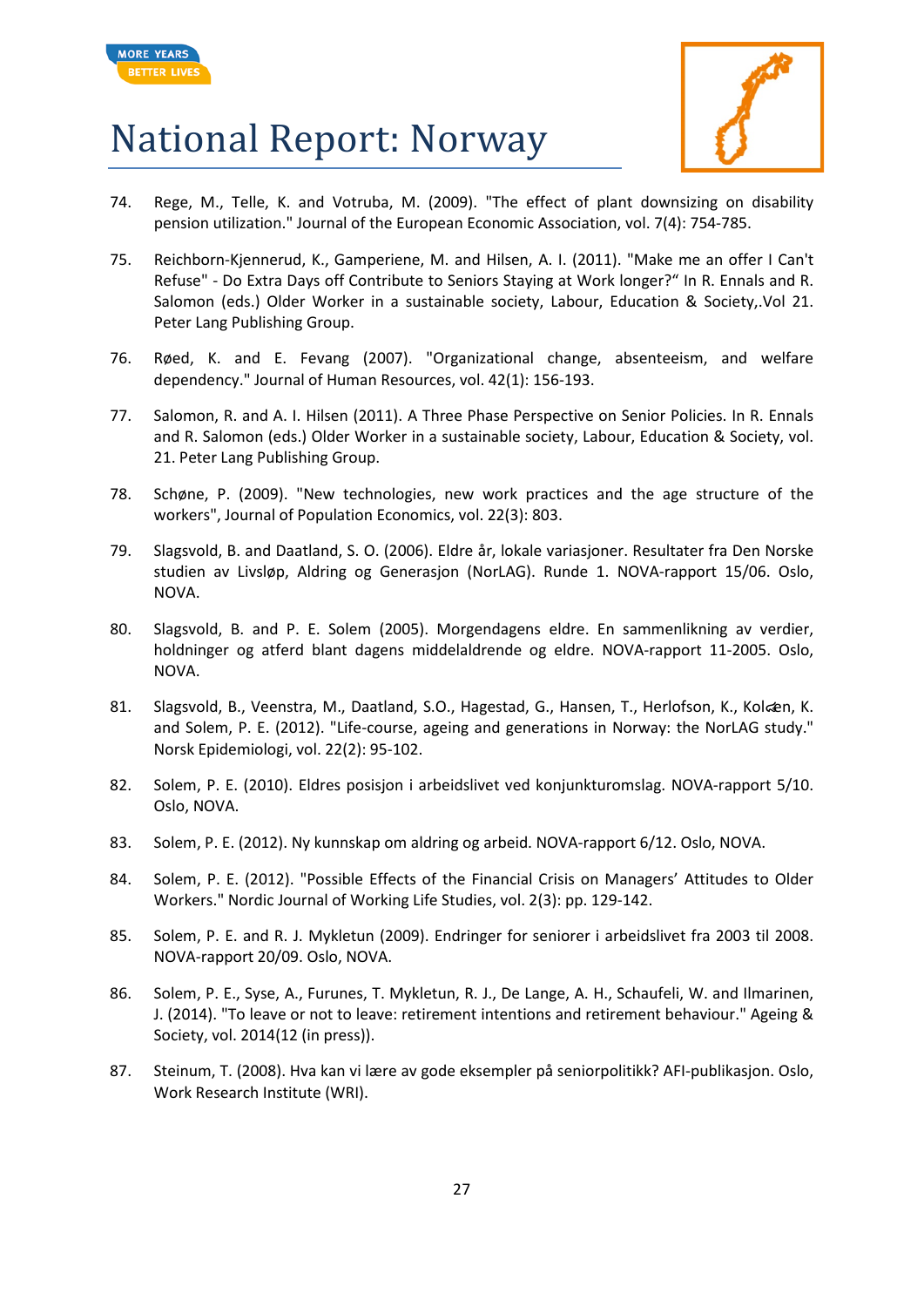74. Rege, M., Telle, K. and Votruba, M. (2009). "The effect of plant downsizing on disability pension utilization." Journal of the European Economic Association, vol. 7(4): 754-785.

75. Reichborn-Kjennerud, K., Gamperiene, M. and Hilsen, A. I. (2011). "Make me an offer I Can't Refuse" - Do Extra Days off Contribute to Seniors Staying at Work longer?" In R. Ennals and R. Salomon (eds.) Older Worker in a sustainable society, Labour, Education & Society,.Vol 21. Peter Lang Publishing Group.

76. Røed, K. and E. Fevang (2007). "Organizational change, absenteeism, and welfare dependency." Journal of Human Resources, vol. 42(1): 156-193.

77. Salomon, R. and A. I. Hilsen (2011). A Three Phase Perspective on Senior Policies. In R. Ennals and R. Salomon (eds.) Older Worker in a sustainable society, Labour, Education & Society, vol. 21. Peter Lang Publishing Group.

78. Schøne, P. (2009). "New technologies, new work practices and the age structure of the workers", Journal of Population Economics, vol. 22(3): 803.

79. Slagsvold, B. and Daatland, S. O. (2006). Eldre år, lokale variasjoner. Resultater fra Den Norske studien av Livsløp, Aldring og Generasjon (NorLAG). Runde 1. NOVA-rapport 15/06. Oslo, NOVA.

80. Slagsvold, B. and P. E. Solem (2005). Morgendagens eldre. En sammenlikning av verdier, holdninger og atferd blant dagens middelaldrende og eldre. NOVA-rapport 11-2005. Oslo, NOVA.

81. Slagsvold, B., Veenstra, M., Daatland, S.O., Hagestad, G., Hansen, T., Herlofson, K., Kolœn, K. and Solem, P. E. (2012). "Life-course, ageing and generations in Norway: the NorLAG study." Norsk Epidemiologi, vol. 22(2): 95-102.

82. Solem, P. E. (2010). Eldres posisjon i arbeidslivet ved konjunkturomslag. NOVA-rapport 5/10. Oslo, NOVA.

83. Solem, P. E. (2012). Ny kunnskap om aldring og arbeid. NOVA-rapport 6/12. Oslo, NOVA.

84. Solem, P. E. (2012). "Possible Effects of the Financial Crisis on Managers' Attitudes to Older Workers." Nordic Journal of Working Life Studies, vol. 2(3): pp. 129-142.

85. Solem, P. E. and R. J. Mykletun (2009). Endringer for seniorer i arbeidslivet fra 2003 til 2008. NOVA-rapport 20/09. Oslo, NOVA.

86. Solem, P. E., Syse, A., Furunes, T. Mykletun, R. J., De Lange, A. H., Schaufeli, W. and Ilmarinen, J. (2014). "To leave or not to leave: retirement intentions and retirement behaviour." Ageing & Society, vol. 2014(12 (in press)).

87. Steinum, T. (2008). Hva kan vi lære av gode eksempler på seniorpolitikk? AFI-publikasjon. Oslo, Work Research Institute (WRI).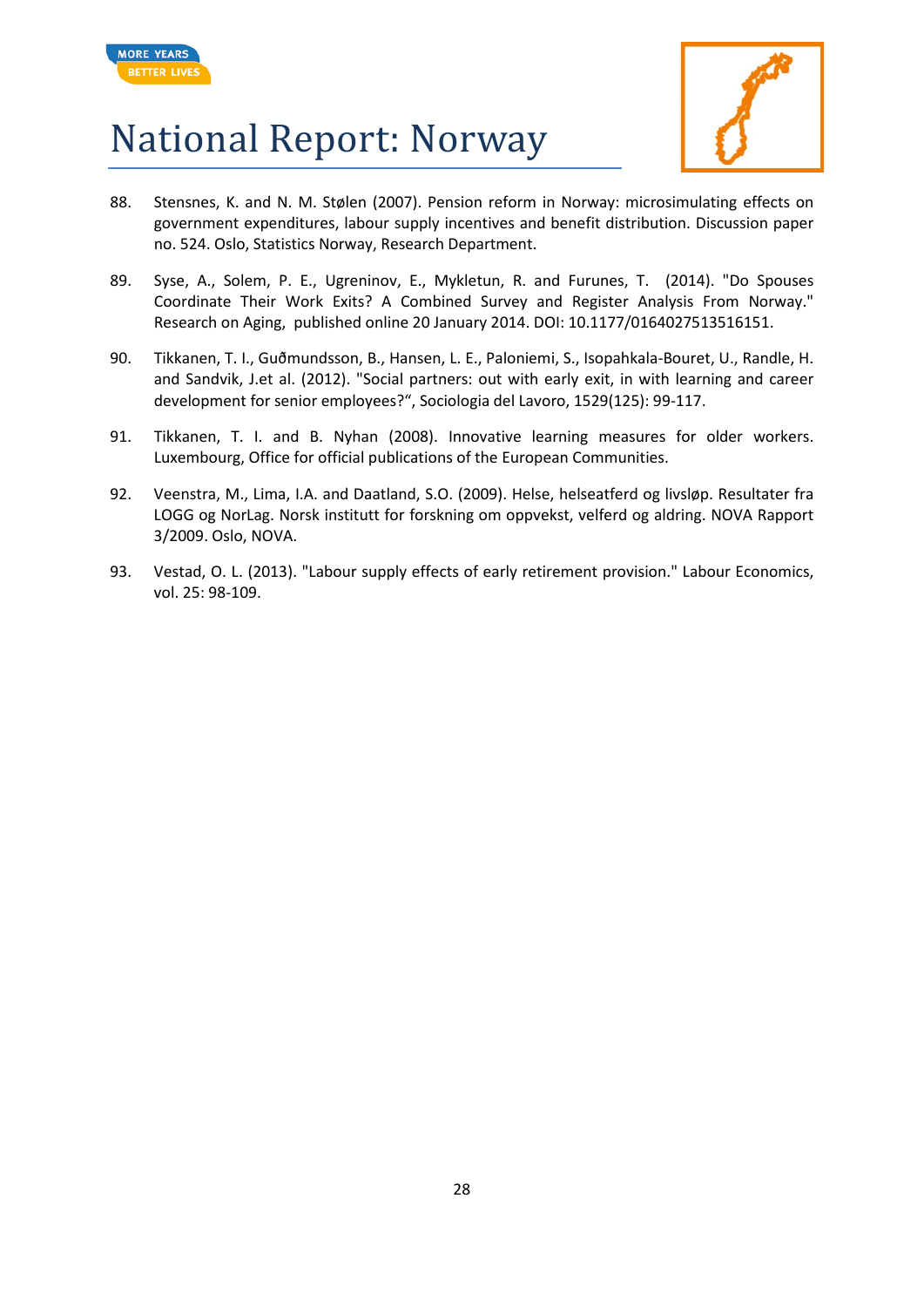88. Stensnes, K. and N. M. Stølen (2007). Pension reform in Norway: microsimulating effects on government expenditures, labour supply incentives and benefit distribution. Discussion paper no. 524. Oslo, Statistics Norway, Research Department.

89. Syse, A., Solem, P. E., Ugreninov, E., Mykletun, R. and Furunes, T. (2014). "Do Spouses Coordinate Their Work Exits? A Combined Survey and Register Analysis From Norway." Research on Aging, published online 20 January 2014. DOI: 10.1177/0164027513516151.

90. Tikkanen, T. I., Guðmundsson, B., Hansen, L. E., Paloniemi, S., Isopahkala-Bouret, U., Randle, H. and Sandvik, J.et al. (2012). "Social partners: out with early exit, in with learning and career development for senior employees?", Sociologia del Lavoro, 1529(125): 99-117.

91. Tikkanen, T. I. and B. Nyhan (2008). Innovative learning measures for older workers. Luxembourg, Office for official publications of the European Communities.

92. Veenstra, M., Lima, I.A. and Daatland, S.O. (2009). Helse, helseatferd og livsløp. Resultater fra LOGG og NorLag. Norsk institutt for forskning om oppvekst, velferd og aldring. NOVA Rapport 3/2009. Oslo, NOVA.

93. Vestad, O. L. (2013). "Labour supply effects of early retirement provision." Labour Economics, vol. 25: 98-109.